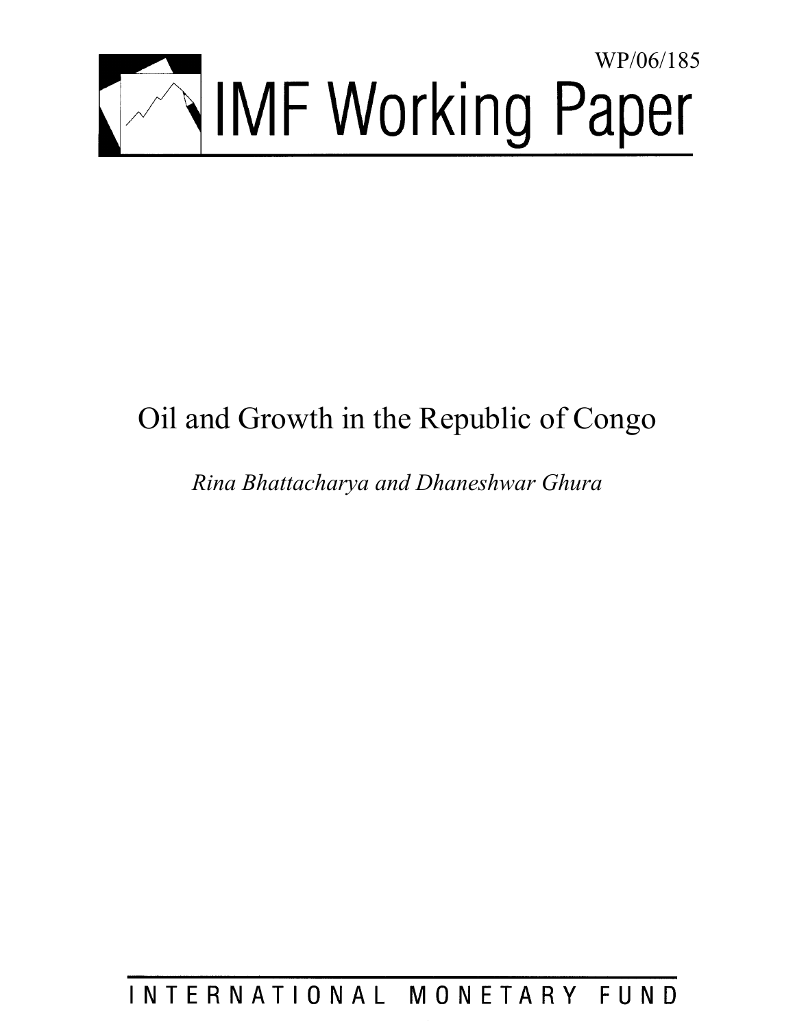WP/06/185

# IMF Working Paper

# Oil and Growth in the Republic of Congo

*Rina Bhattacharya and Dhaneshwar Ghura*

INTERNATIONAL MONETARY FUND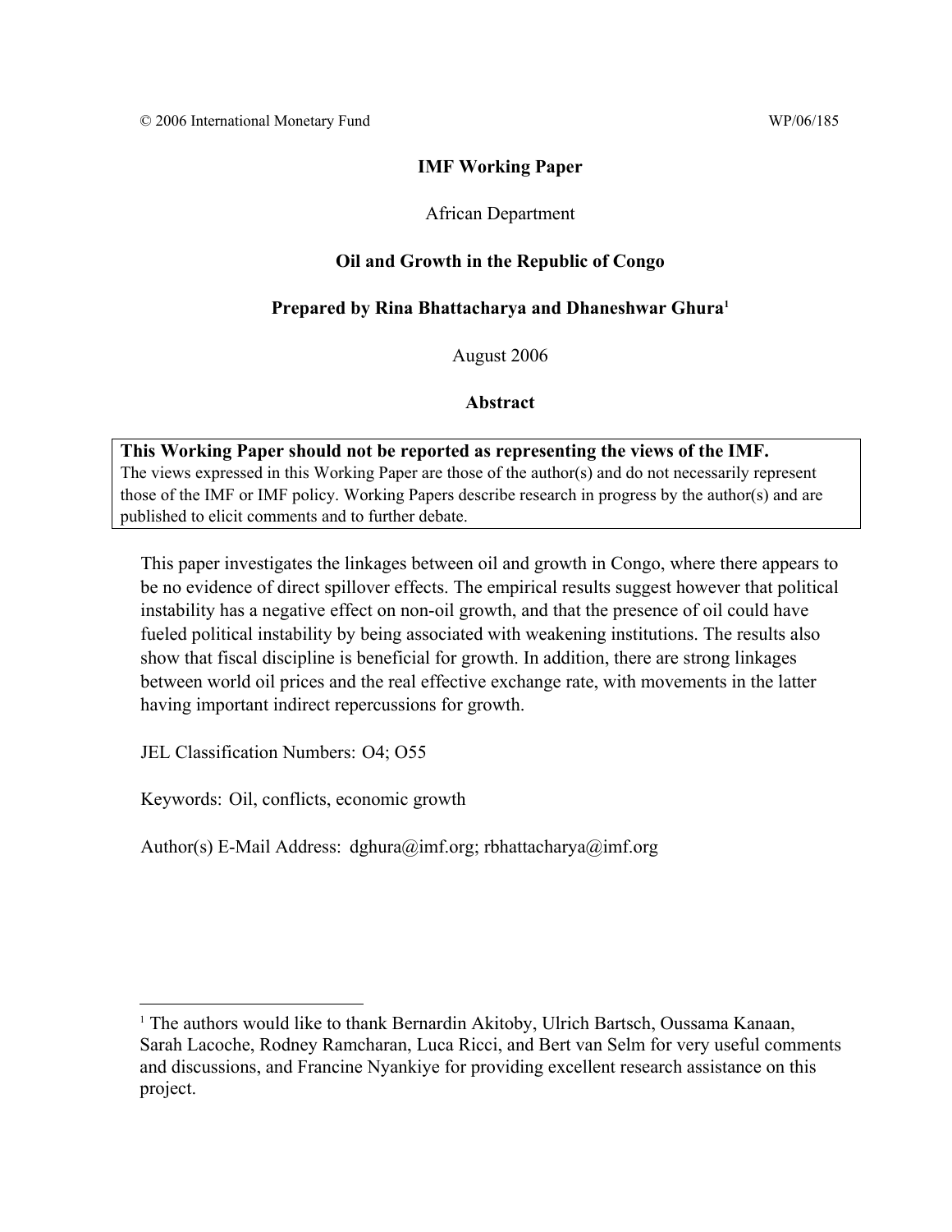© 2006 International Monetary Fund WP/06/185

**IMF Working Paper**

African Department

**Oil and Growth in the Republic of Congo**

**Prepared by Rina Bhattacharya and Dhaneshwar Ghura[1]**

August 2006

**Abstract**

**This Working Paper should not be reported as representing the views of the IMF.**
The views expressed in this Working Paper are those of the author(s) and do not necessarily represent those of the IMF or IMF policy. Working Papers describe research in progress by the author(s) and are published to elicit comments and to further debate.

This paper investigates the linkages between oil and growth in Congo, where there appears to be no evidence of direct spillover effects. The empirical results suggest however that political instability has a negative effect on non-oil growth, and that the presence of oil could have fueled political instability by being associated with weakening institutions. The results also show that fiscal discipline is beneficial for growth. In addition, there are strong linkages between world oil prices and the real effective exchange rate, with movements in the latter having important indirect repercussions for growth.

JEL Classification Numbers: O4; O55

Keywords: Oil, conflicts, economic growth

Author(s) E-Mail Address: dghura@imf.org; rbhattacharya@imf.org

[1] The authors would like to thank Bernardin Akitoby, Ulrich Bartsch, Oussama Kanaan, Sarah Lacoche, Rodney Ramcharan, Luca Ricci, and Bert van Selm for very useful comments and discussions, and Francine Nyankiye for providing excellent research assistance on this project.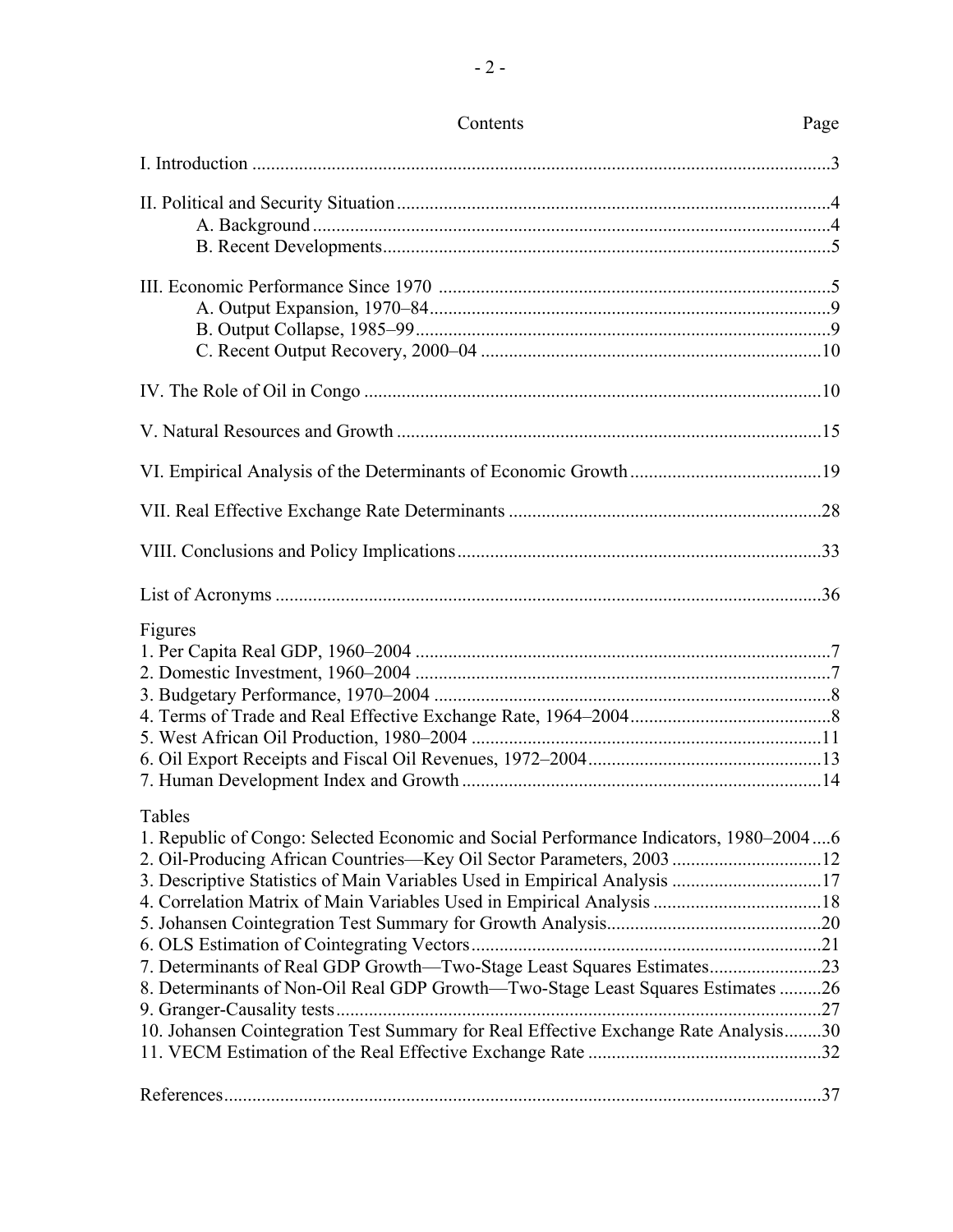# Contents

| | Page |
|---|---|
| I. Introduction | 3 |
| II. Political and Security Situation | 4 |
| A. Background | 4 |
| B. Recent Developments | 5 |
| III. Economic Performance Since 1970 | 5 |
| A. Output Expansion, 1970–84 | 9 |
| B. Output Collapse, 1985–99 | 9 |
| C. Recent Output Recovery, 2000–04 | 10 |
| IV. The Role of Oil in Congo | 10 |
| V. Natural Resources and Growth | 15 |
| VI. Empirical Analysis of the Determinants of Economic Growth | 19 |
| VII. Real Effective Exchange Rate Determinants | 28 |
| VIII. Conclusions and Policy Implications | 33 |
| List of Acronyms | 36 |

Figures

| | |
|---|---|
| 1. Per Capita Real GDP, 1960–2004 | 7 |
| 2. Domestic Investment, 1960–2004 | 7 |
| 3. Budgetary Performance, 1970–2004 | 8 |
| 4. Terms of Trade and Real Effective Exchange Rate, 1964–2004 | 8 |
| 5. West African Oil Production, 1980–2004 | 11 |
| 6. Oil Export Receipts and Fiscal Oil Revenues, 1972–2004 | 13 |
| 7. Human Development Index and Growth | 14 |

Tables

| | |
|---|---|
| 1. Republic of Congo: Selected Economic and Social Performance Indicators, 1980–2004 | 6 |
| 2. Oil-Producing African Countries—Key Oil Sector Parameters, 2003 | 12 |
| 3. Descriptive Statistics of Main Variables Used in Empirical Analysis | 17 |
| 4. Correlation Matrix of Main Variables Used in Empirical Analysis | 18 |
| 5. Johansen Cointegration Test Summary for Growth Analysis | 20 |
| 6. OLS Estimation of Cointegrating Vectors | 21 |
| 7. Determinants of Real GDP Growth—Two-Stage Least Squares Estimates | 23 |
| 8. Determinants of Non-Oil Real GDP Growth—Two-Stage Least Squares Estimates | 26 |
| 9. Granger-Causality tests | 27 |
| 10. Johansen Cointegration Test Summary for Real Effective Exchange Rate Analysis | 30 |
| 11. VECM Estimation of the Real Effective Exchange Rate | 32 |

| | |
|---|---|
| References | 37 |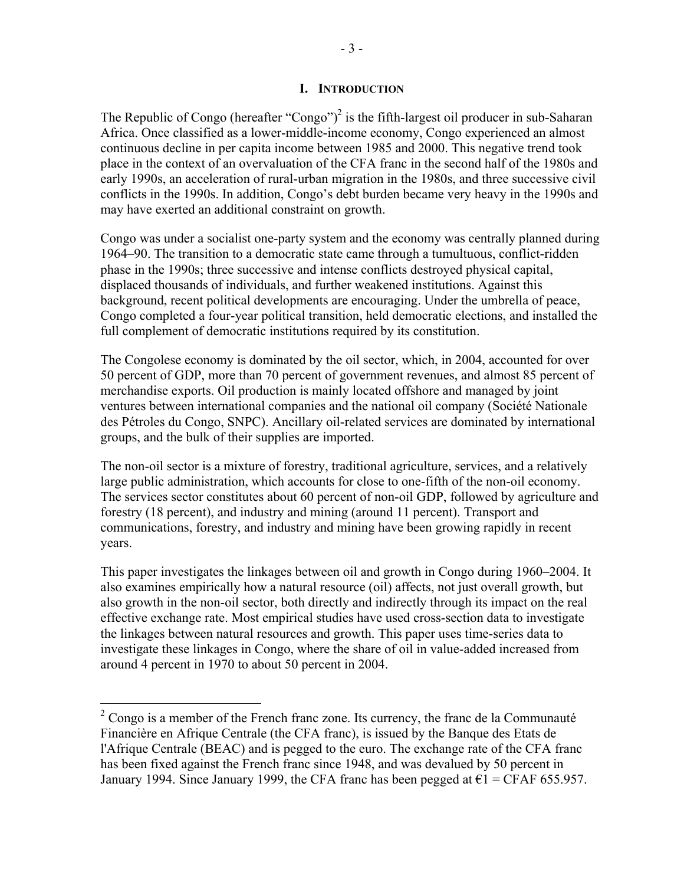# I. INTRODUCTION

The Republic of Congo (hereafter "Congo")[2] is the fifth-largest oil producer in sub-Saharan Africa. Once classified as a lower-middle-income economy, Congo experienced an almost continuous decline in per capita income between 1985 and 2000. This negative trend took place in the context of an overvaluation of the CFA franc in the second half of the 1980s and early 1990s, an acceleration of rural-urban migration in the 1980s, and three successive civil conflicts in the 1990s. In addition, Congo's debt burden became very heavy in the 1990s and may have exerted an additional constraint on growth.

Congo was under a socialist one-party system and the economy was centrally planned during 1964–90. The transition to a democratic state came through a tumultuous, conflict-ridden phase in the 1990s; three successive and intense conflicts destroyed physical capital, displaced thousands of individuals, and further weakened institutions. Against this background, recent political developments are encouraging. Under the umbrella of peace, Congo completed a four-year political transition, held democratic elections, and installed the full complement of democratic institutions required by its constitution.

The Congolese economy is dominated by the oil sector, which, in 2004, accounted for over 50 percent of GDP, more than 70 percent of government revenues, and almost 85 percent of merchandise exports. Oil production is mainly located offshore and managed by joint ventures between international companies and the national oil company (Société Nationale des Pétroles du Congo, SNPC). Ancillary oil-related services are dominated by international groups, and the bulk of their supplies are imported.

The non-oil sector is a mixture of forestry, traditional agriculture, services, and a relatively large public administration, which accounts for close to one-fifth of the non-oil economy. The services sector constitutes about 60 percent of non-oil GDP, followed by agriculture and forestry (18 percent), and industry and mining (around 11 percent). Transport and communications, forestry, and industry and mining have been growing rapidly in recent years.

This paper investigates the linkages between oil and growth in Congo during 1960–2004. It also examines empirically how a natural resource (oil) affects, not just overall growth, but also growth in the non-oil sector, both directly and indirectly through its impact on the real effective exchange rate. Most empirical studies have used cross-section data to investigate the linkages between natural resources and growth. This paper uses time-series data to investigate these linkages in Congo, where the share of oil in value-added increased from around 4 percent in 1970 to about 50 percent in 2004.

---

[2] Congo is a member of the French franc zone. Its currency, the franc de la Communauté Financière en Afrique Centrale (the CFA franc), is issued by the Banque des Etats de l'Afrique Centrale (BEAC) and is pegged to the euro. The exchange rate of the CFA franc has been fixed against the French franc since 1948, and was devalued by 50 percent in January 1994. Since January 1999, the CFA franc has been pegged at €1 = CFAF 655.957.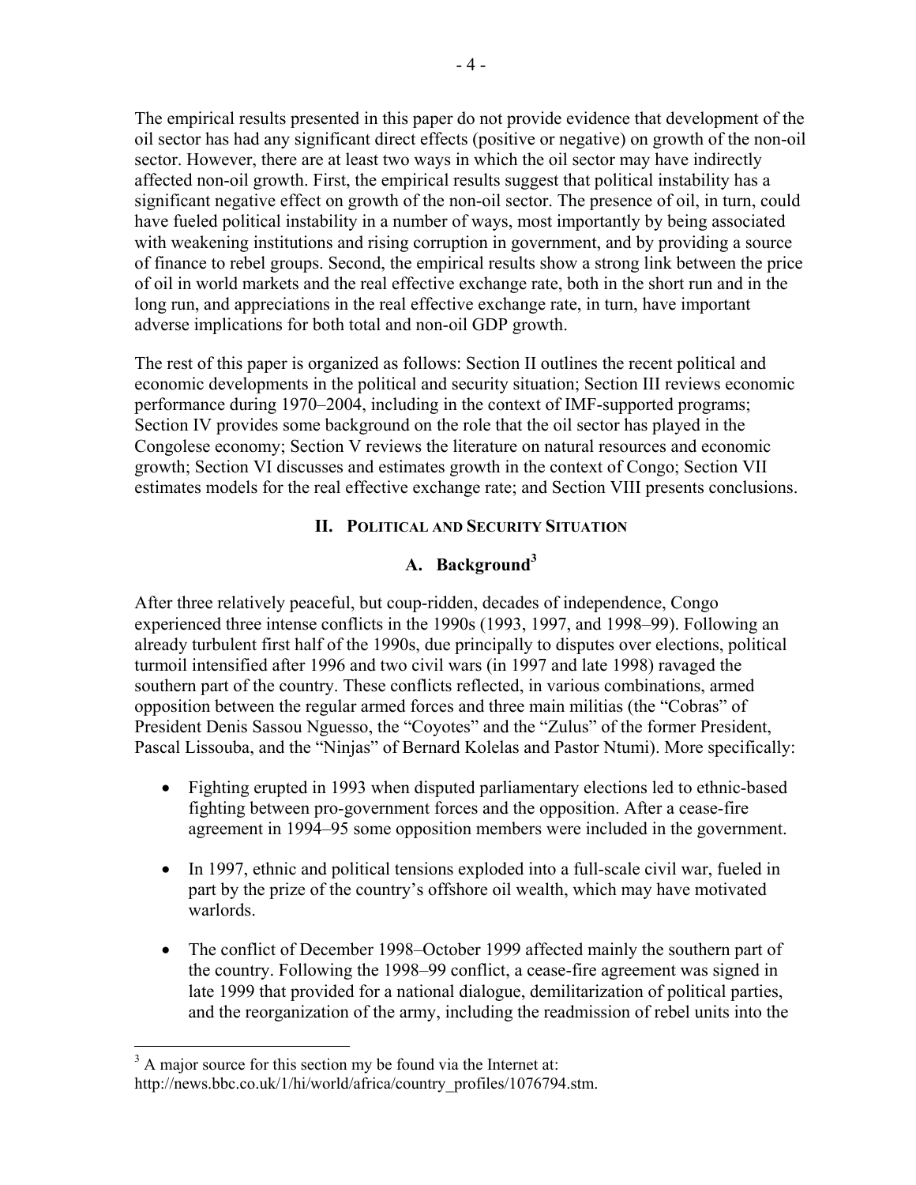The empirical results presented in this paper do not provide evidence that development of the oil sector has had any significant direct effects (positive or negative) on growth of the non-oil sector. However, there are at least two ways in which the oil sector may have indirectly affected non-oil growth. First, the empirical results suggest that political instability has a significant negative effect on growth of the non-oil sector. The presence of oil, in turn, could have fueled political instability in a number of ways, most importantly by being associated with weakening institutions and rising corruption in government, and by providing a source of finance to rebel groups. Second, the empirical results show a strong link between the price of oil in world markets and the real effective exchange rate, both in the short run and in the long run, and appreciations in the real effective exchange rate, in turn, have important adverse implications for both total and non-oil GDP growth.

The rest of this paper is organized as follows: Section II outlines the recent political and economic developments in the political and security situation; Section III reviews economic performance during 1970–2004, including in the context of IMF-supported programs; Section IV provides some background on the role that the oil sector has played in the Congolese economy; Section V reviews the literature on natural resources and economic growth; Section VI discusses and estimates growth in the context of Congo; Section VII estimates models for the real effective exchange rate; and Section VIII presents conclusions.

## II. Political and Security Situation

### A. Background[3]

After three relatively peaceful, but coup-ridden, decades of independence, Congo experienced three intense conflicts in the 1990s (1993, 1997, and 1998–99). Following an already turbulent first half of the 1990s, due principally to disputes over elections, political turmoil intensified after 1996 and two civil wars (in 1997 and late 1998) ravaged the southern part of the country. These conflicts reflected, in various combinations, armed opposition between the regular armed forces and three main militias (the "Cobras" of President Denis Sassou Nguesso, the "Coyotes" and the "Zulus" of the former President, Pascal Lissouba, and the "Ninjas" of Bernard Kolelas and Pastor Ntumi). More specifically:

- Fighting erupted in 1993 when disputed parliamentary elections led to ethnic-based fighting between pro-government forces and the opposition. After a cease-fire agreement in 1994–95 some opposition members were included in the government.
- In 1997, ethnic and political tensions exploded into a full-scale civil war, fueled in part by the prize of the country's offshore oil wealth, which may have motivated warlords.
- The conflict of December 1998–October 1999 affected mainly the southern part of the country. Following the 1998–99 conflict, a cease-fire agreement was signed in late 1999 that provided for a national dialogue, demilitarization of political parties, and the reorganization of the army, including the readmission of rebel units into the

[3] A major source for this section my be found via the Internet at: http://news.bbc.co.uk/1/hi/world/africa/country_profiles/1076794.stm.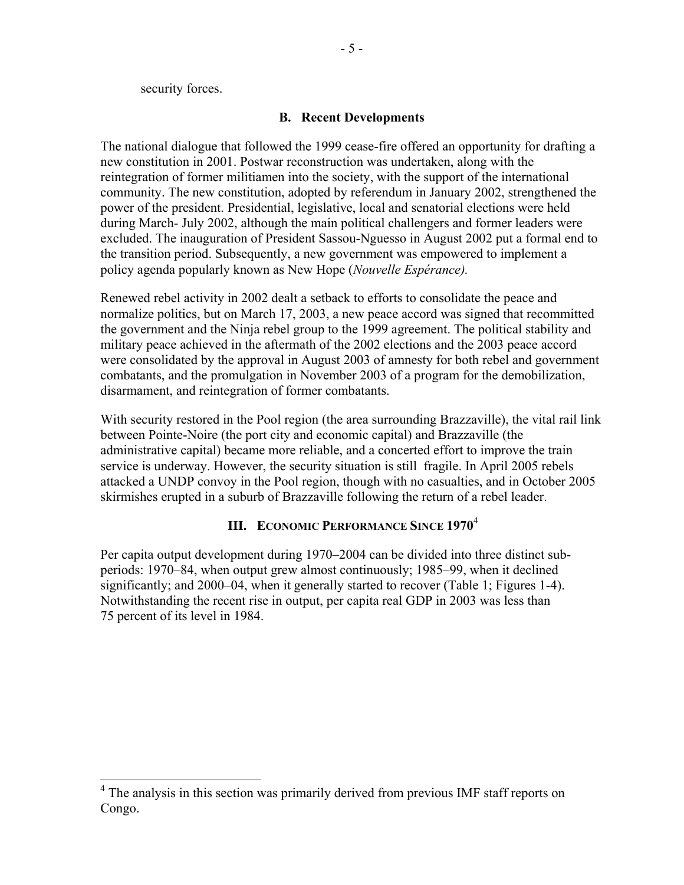security forces.

### B. Recent Developments

The national dialogue that followed the 1999 cease-fire offered an opportunity for drafting a new constitution in 2001. Postwar reconstruction was undertaken, along with the reintegration of former militiamen into the society, with the support of the international community. The new constitution, adopted by referendum in January 2002, strengthened the power of the president. Presidential, legislative, local and senatorial elections were held during March- July 2002, although the main political challengers and former leaders were excluded. The inauguration of President Sassou-Nguesso in August 2002 put a formal end to the transition period. Subsequently, a new government was empowered to implement a policy agenda popularly known as New Hope (*Nouvelle Espérance).*

Renewed rebel activity in 2002 dealt a setback to efforts to consolidate the peace and normalize politics, but on March 17, 2003, a new peace accord was signed that recommitted the government and the Ninja rebel group to the 1999 agreement. The political stability and military peace achieved in the aftermath of the 2002 elections and the 2003 peace accord were consolidated by the approval in August 2003 of amnesty for both rebel and government combatants, and the promulgation in November 2003 of a program for the demobilization, disarmament, and reintegration of former combatants.

With security restored in the Pool region (the area surrounding Brazzaville), the vital rail link between Pointe-Noire (the port city and economic capital) and Brazzaville (the administrative capital) became more reliable, and a concerted effort to improve the train service is underway. However, the security situation is still fragile. In April 2005 rebels attacked a UNDP convoy in the Pool region, though with no casualties, and in October 2005 skirmishes erupted in a suburb of Brazzaville following the return of a rebel leader.

## III. Economic Performance Since 1970[4]

Per capita output development during 1970–2004 can be divided into three distinct sub-periods: 1970–84, when output grew almost continuously; 1985–99, when it declined significantly; and 2000–04, when it generally started to recover (Table 1; Figures 1-4). Notwithstanding the recent rise in output, per capita real GDP in 2003 was less than 75 percent of its level in 1984.

[4] The analysis in this section was primarily derived from previous IMF staff reports on Congo.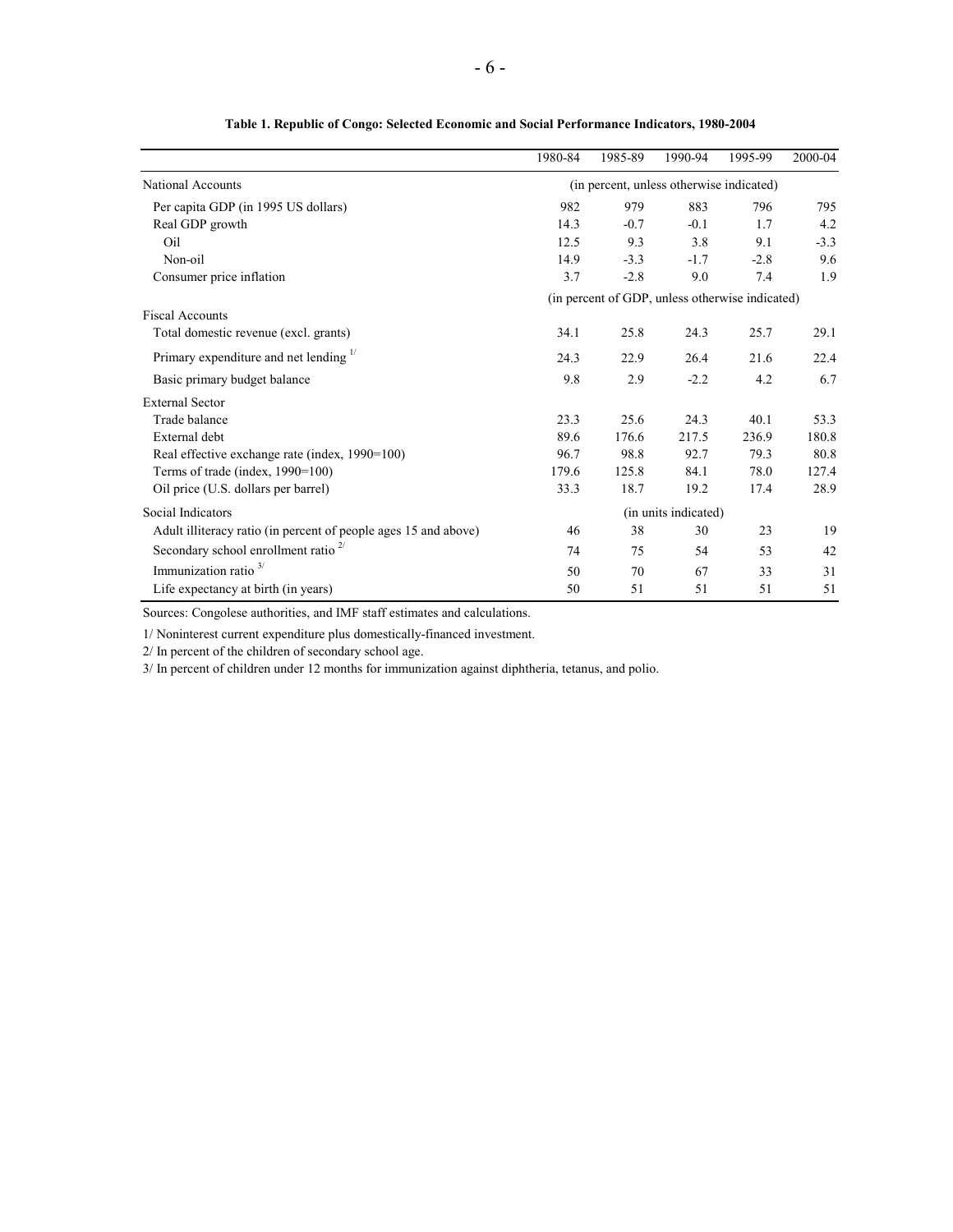**Table 1. Republic of Congo: Selected Economic and Social Performance Indicators, 1980-2004**

| | 1980-84 | 1985-89 | 1990-94 | 1995-99 | 2000-04 |
|---|---|---|---|---|---|
| National Accounts | (in percent, unless otherwise indicated) | | | | |
| Per capita GDP (in 1995 US dollars) | 982 | 979 | 883 | 796 | 795 |
| Real GDP growth | 14.3 | -0.7 | -0.1 | 1.7 | 4.2 |
| Oil | 12.5 | 9.3 | 3.8 | 9.1 | -3.3 |
| Non-oil | 14.9 | -3.3 | -1.7 | -2.8 | 9.6 |
| Consumer price inflation | 3.7 | -2.8 | 9.0 | 7.4 | 1.9 |
| | (in percent of GDP, unless otherwise indicated) | | | | |
| Fiscal Accounts | | | | | |
| Total domestic revenue (excl. grants) | 34.1 | 25.8 | 24.3 | 25.7 | 29.1 |
| Primary expenditure and net lending [1/] | 24.3 | 22.9 | 26.4 | 21.6 | 22.4 |
| Basic primary budget balance | 9.8 | 2.9 | -2.2 | 4.2 | 6.7 |
| External Sector | | | | | |
| Trade balance | 23.3 | 25.6 | 24.3 | 40.1 | 53.3 |
| External debt | 89.6 | 176.6 | 217.5 | 236.9 | 180.8 |
| Real effective exchange rate (index, 1990=100) | 96.7 | 98.8 | 92.7 | 79.3 | 80.8 |
| Terms of trade (index, 1990=100) | 179.6 | 125.8 | 84.1 | 78.0 | 127.4 |
| Oil price (U.S. dollars per barrel) | 33.3 | 18.7 | 19.2 | 17.4 | 28.9 |
| Social Indicators | (in units indicated) | | | | |
| Adult illiteracy ratio (in percent of people ages 15 and above) | 46 | 38 | 30 | 23 | 19 |
| Secondary school enrollment ratio [2/] | 74 | 75 | 54 | 53 | 42 |
| Immunization ratio [3/] | 50 | 70 | 67 | 33 | 31 |
| Life expectancy at birth (in years) | 50 | 51 | 51 | 51 | 51 |

Sources: Congolese authorities, and IMF staff estimates and calculations.

1/ Noninterest current expenditure plus domestically-financed investment.

2/ In percent of the children of secondary school age.

3/ In percent of children under 12 months for immunization against diphtheria, tetanus, and polio.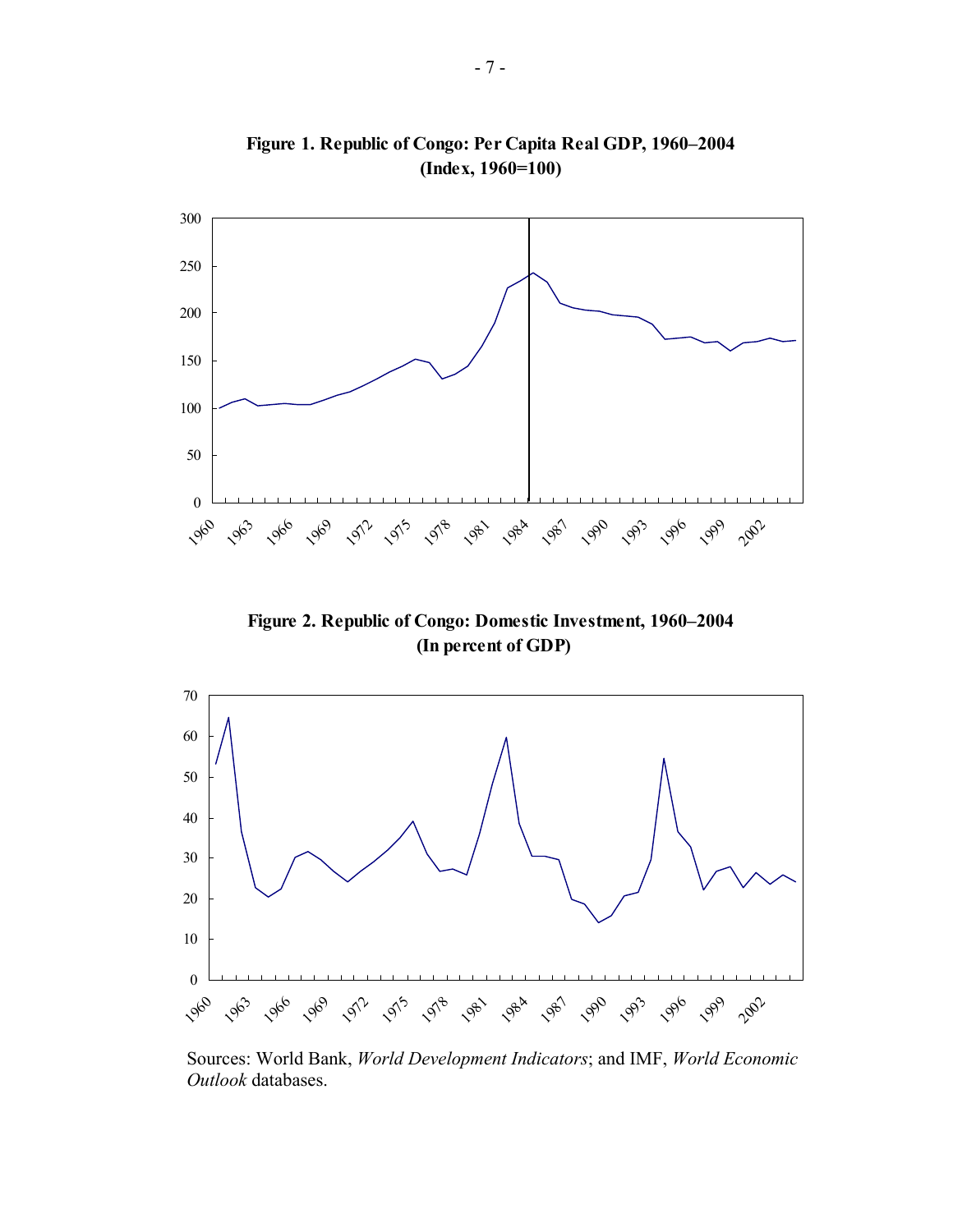**Figure 1. Republic of Congo: Per Capita Real GDP, 1960–2004**
**(Index, 1960=100)**

**Figure 2. Republic of Congo: Domestic Investment, 1960–2004**
**(In percent of GDP)**

Sources: World Bank, *World Development Indicators*; and IMF, *World Economic Outlook* databases.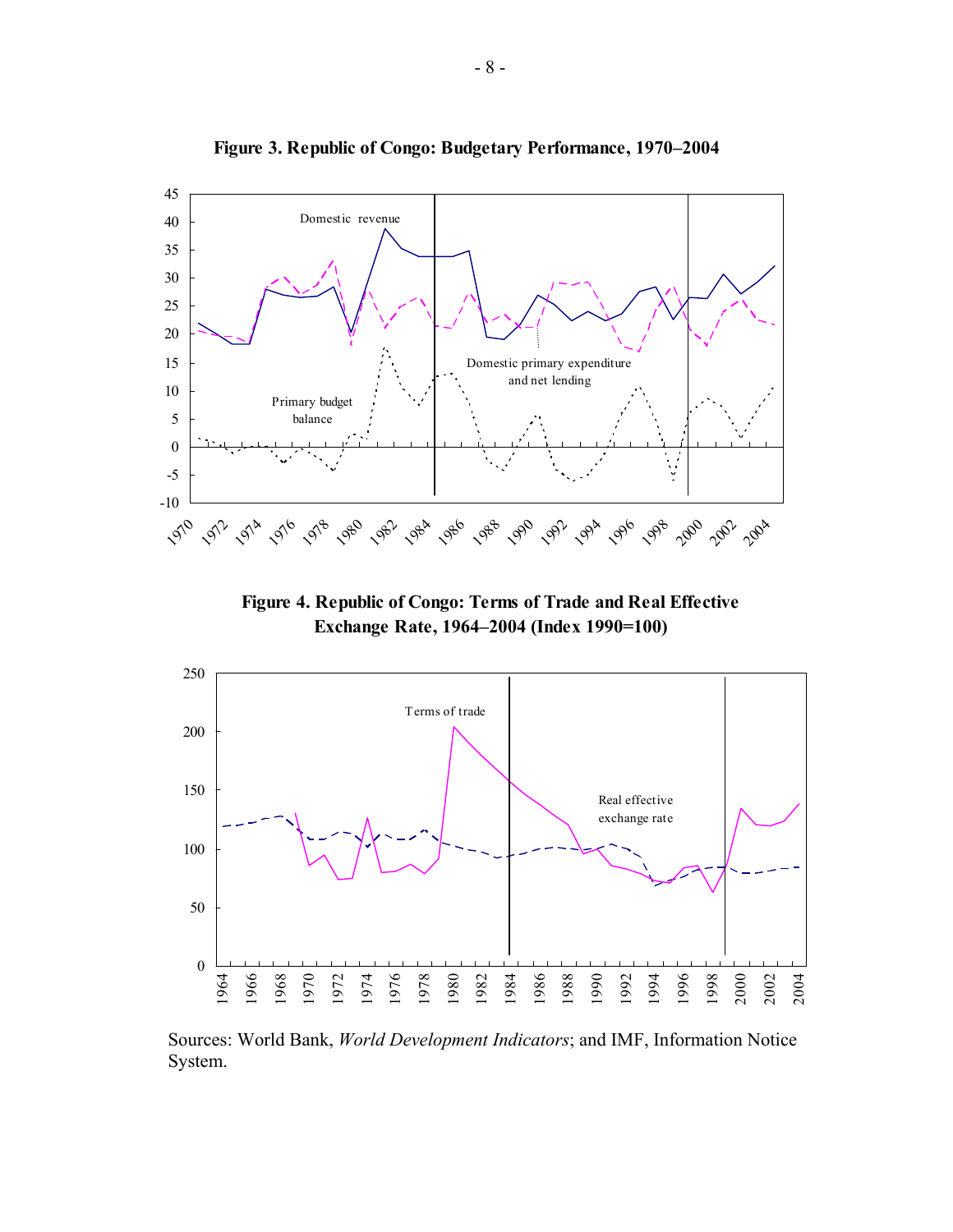**Figure 3. Republic of Congo: Budgetary Performance, 1970–2004**

**Figure 4. Republic of Congo: Terms of Trade and Real Effective Exchange Rate, 1964–2004 (Index 1990=100)**

Sources: World Bank, *World Development Indicators*; and IMF, Information Notice System.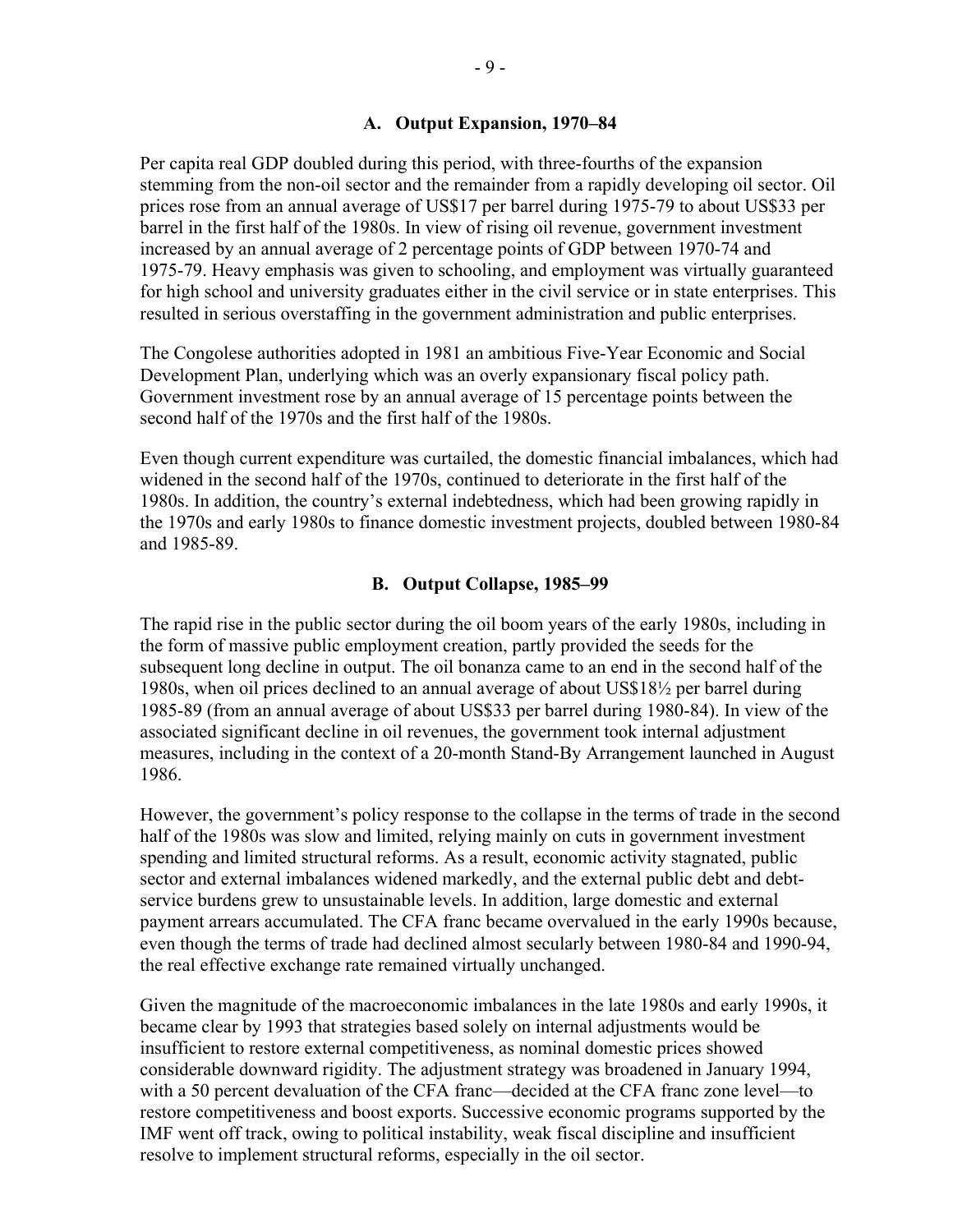### A. Output Expansion, 1970–84

Per capita real GDP doubled during this period, with three-fourths of the expansion stemming from the non-oil sector and the remainder from a rapidly developing oil sector. Oil prices rose from an annual average of US$17 per barrel during 1975-79 to about US$33 per barrel in the first half of the 1980s. In view of rising oil revenue, government investment increased by an annual average of 2 percentage points of GDP between 1970-74 and 1975-79. Heavy emphasis was given to schooling, and employment was virtually guaranteed for high school and university graduates either in the civil service or in state enterprises. This resulted in serious overstaffing in the government administration and public enterprises.

The Congolese authorities adopted in 1981 an ambitious Five-Year Economic and Social Development Plan, underlying which was an overly expansionary fiscal policy path. Government investment rose by an annual average of 15 percentage points between the second half of the 1970s and the first half of the 1980s.

Even though current expenditure was curtailed, the domestic financial imbalances, which had widened in the second half of the 1970s, continued to deteriorate in the first half of the 1980s. In addition, the country's external indebtedness, which had been growing rapidly in the 1970s and early 1980s to finance domestic investment projects, doubled between 1980-84 and 1985-89.

### B. Output Collapse, 1985–99

The rapid rise in the public sector during the oil boom years of the early 1980s, including in the form of massive public employment creation, partly provided the seeds for the subsequent long decline in output. The oil bonanza came to an end in the second half of the 1980s, when oil prices declined to an annual average of about US$18½ per barrel during 1985-89 (from an annual average of about US$33 per barrel during 1980-84). In view of the associated significant decline in oil revenues, the government took internal adjustment measures, including in the context of a 20-month Stand-By Arrangement launched in August 1986.

However, the government's policy response to the collapse in the terms of trade in the second half of the 1980s was slow and limited, relying mainly on cuts in government investment spending and limited structural reforms. As a result, economic activity stagnated, public sector and external imbalances widened markedly, and the external public debt and debt-service burdens grew to unsustainable levels. In addition, large domestic and external payment arrears accumulated. The CFA franc became overvalued in the early 1990s because, even though the terms of trade had declined almost secularly between 1980-84 and 1990-94, the real effective exchange rate remained virtually unchanged.

Given the magnitude of the macroeconomic imbalances in the late 1980s and early 1990s, it became clear by 1993 that strategies based solely on internal adjustments would be insufficient to restore external competitiveness, as nominal domestic prices showed considerable downward rigidity. The adjustment strategy was broadened in January 1994, with a 50 percent devaluation of the CFA franc—decided at the CFA franc zone level—to restore competitiveness and boost exports. Successive economic programs supported by the IMF went off track, owing to political instability, weak fiscal discipline and insufficient resolve to implement structural reforms, especially in the oil sector.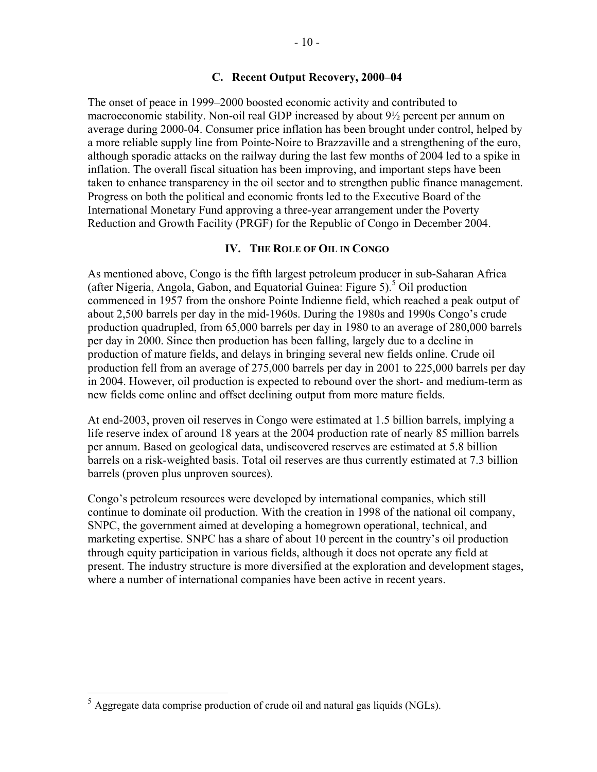### C. Recent Output Recovery, 2000–04

The onset of peace in 1999–2000 boosted economic activity and contributed to macroeconomic stability. Non-oil real GDP increased by about 9½ percent per annum on average during 2000-04. Consumer price inflation has been brought under control, helped by a more reliable supply line from Pointe-Noire to Brazzaville and a strengthening of the euro, although sporadic attacks on the railway during the last few months of 2004 led to a spike in inflation. The overall fiscal situation has been improving, and important steps have been taken to enhance transparency in the oil sector and to strengthen public finance management. Progress on both the political and economic fronts led to the Executive Board of the International Monetary Fund approving a three-year arrangement under the Poverty Reduction and Growth Facility (PRGF) for the Republic of Congo in December 2004.

## IV. The Role of Oil in Congo

As mentioned above, Congo is the fifth largest petroleum producer in sub-Saharan Africa (after Nigeria, Angola, Gabon, and Equatorial Guinea: Figure 5).[5] Oil production commenced in 1957 from the onshore Pointe Indienne field, which reached a peak output of about 2,500 barrels per day in the mid-1960s. During the 1980s and 1990s Congo's crude production quadrupled, from 65,000 barrels per day in 1980 to an average of 280,000 barrels per day in 2000. Since then production has been falling, largely due to a decline in production of mature fields, and delays in bringing several new fields online. Crude oil production fell from an average of 275,000 barrels per day in 2001 to 225,000 barrels per day in 2004. However, oil production is expected to rebound over the short- and medium-term as new fields come online and offset declining output from more mature fields.

At end-2003, proven oil reserves in Congo were estimated at 1.5 billion barrels, implying a life reserve index of around 18 years at the 2004 production rate of nearly 85 million barrels per annum. Based on geological data, undiscovered reserves are estimated at 5.8 billion barrels on a risk-weighted basis. Total oil reserves are thus currently estimated at 7.3 billion barrels (proven plus unproven sources).

Congo's petroleum resources were developed by international companies, which still continue to dominate oil production. With the creation in 1998 of the national oil company, SNPC, the government aimed at developing a homegrown operational, technical, and marketing expertise. SNPC has a share of about 10 percent in the country's oil production through equity participation in various fields, although it does not operate any field at present. The industry structure is more diversified at the exploration and development stages, where a number of international companies have been active in recent years.

---

[5] Aggregate data comprise production of crude oil and natural gas liquids (NGLs).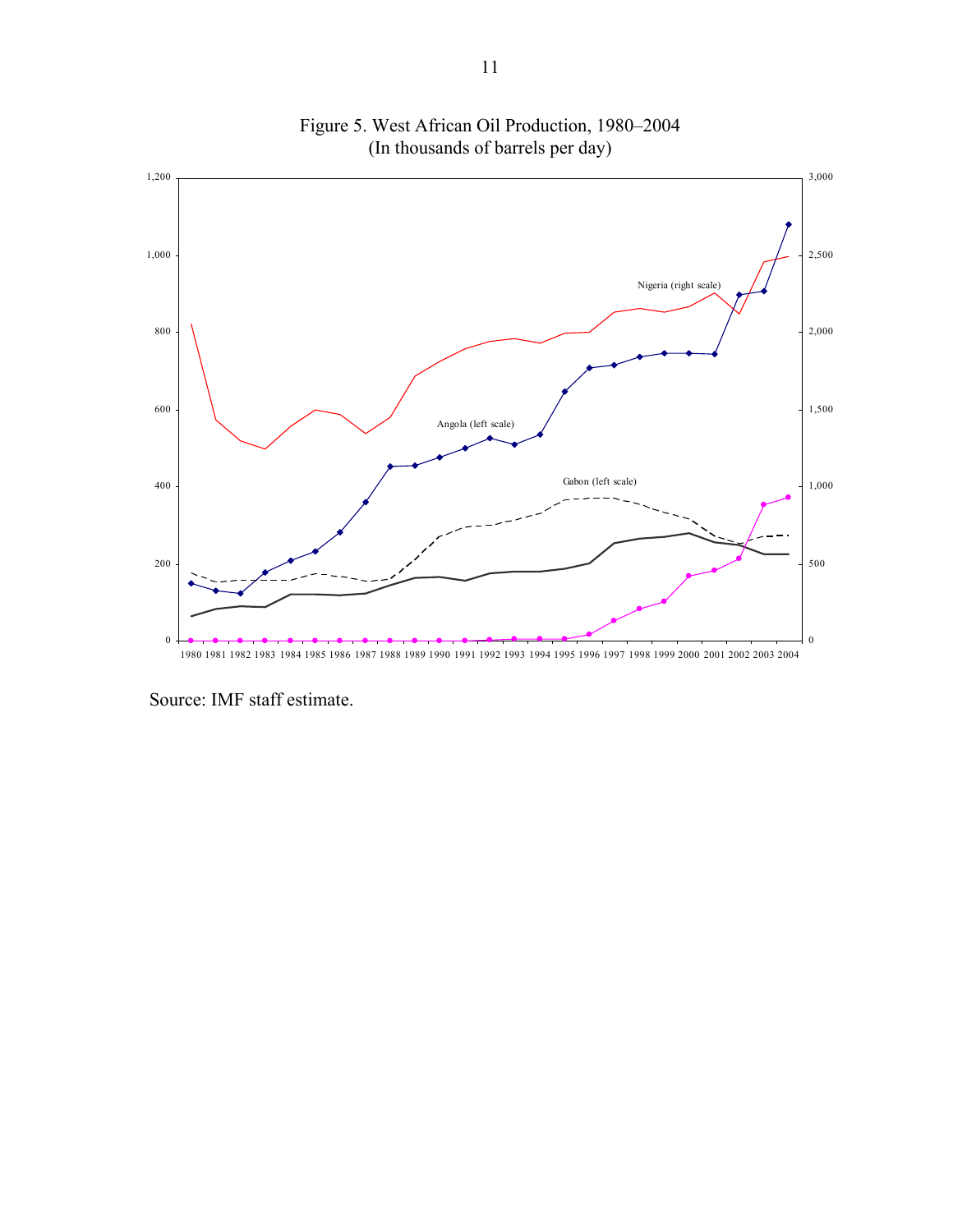Figure 5. West African Oil Production, 1980–2004
(In thousands of barrels per day)

Source: IMF staff estimate.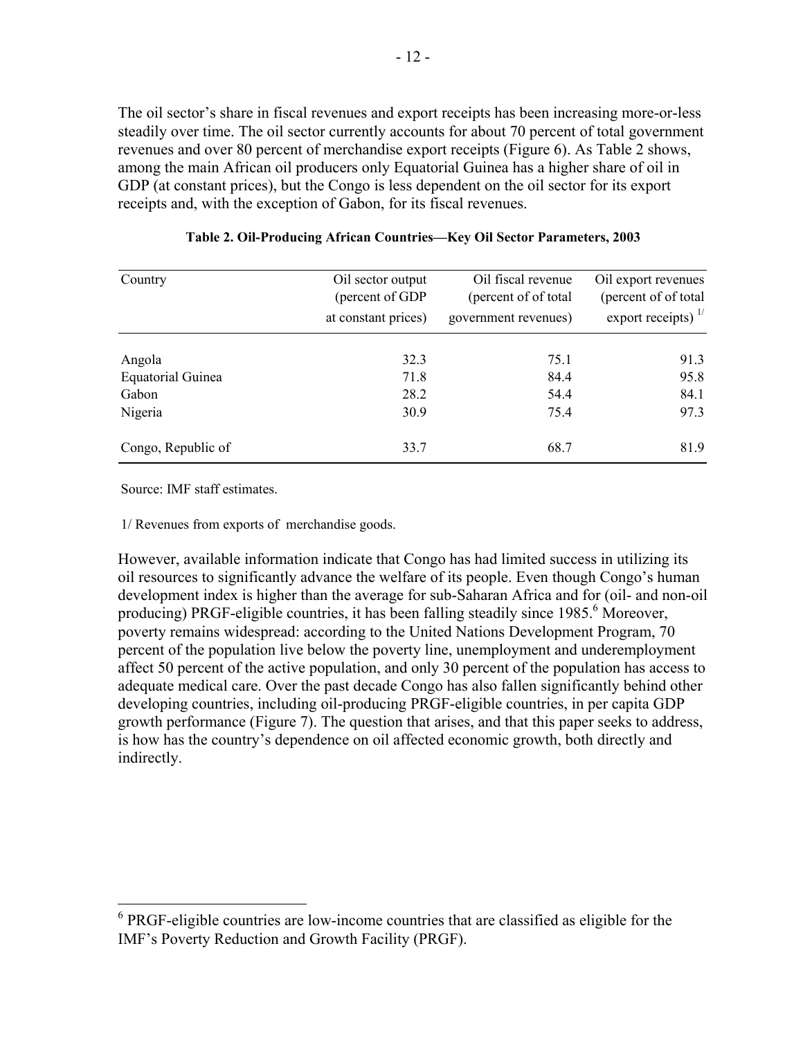The oil sector's share in fiscal revenues and export receipts has been increasing more-or-less steadily over time. The oil sector currently accounts for about 70 percent of total government revenues and over 80 percent of merchandise export receipts (Figure 6). As Table 2 shows, among the main African oil producers only Equatorial Guinea has a higher share of oil in GDP (at constant prices), but the Congo is less dependent on the oil sector for its export receipts and, with the exception of Gabon, for its fiscal revenues.

**Table 2. Oil-Producing African Countries—Key Oil Sector Parameters, 2003**

| Country | Oil sector output (percent of GDP at constant prices) | Oil fiscal revenue (percent of of total government revenues) | Oil export revenues (percent of of total export receipts) 1/ |
|---|---|---|---|
| Angola | 32.3 | 75.1 | 91.3 |
| Equatorial Guinea | 71.8 | 84.4 | 95.8 |
| Gabon | 28.2 | 54.4 | 84.1 |
| Nigeria | 30.9 | 75.4 | 97.3 |
| Congo, Republic of | 33.7 | 68.7 | 81.9 |

Source: IMF staff estimates.

1/ Revenues from exports of merchandise goods.

However, available information indicate that Congo has had limited success in utilizing its oil resources to significantly advance the welfare of its people. Even though Congo's human development index is higher than the average for sub-Saharan Africa and for (oil- and non-oil producing) PRGF-eligible countries, it has been falling steadily since 1985.[6] Moreover, poverty remains widespread: according to the United Nations Development Program, 70 percent of the population live below the poverty line, unemployment and underemployment affect 50 percent of the active population, and only 30 percent of the population has access to adequate medical care. Over the past decade Congo has also fallen significantly behind other developing countries, including oil-producing PRGF-eligible countries, in per capita GDP growth performance (Figure 7). The question that arises, and that this paper seeks to address, is how has the country's dependence on oil affected economic growth, both directly and indirectly.

[6] PRGF-eligible countries are low-income countries that are classified as eligible for the IMF's Poverty Reduction and Growth Facility (PRGF).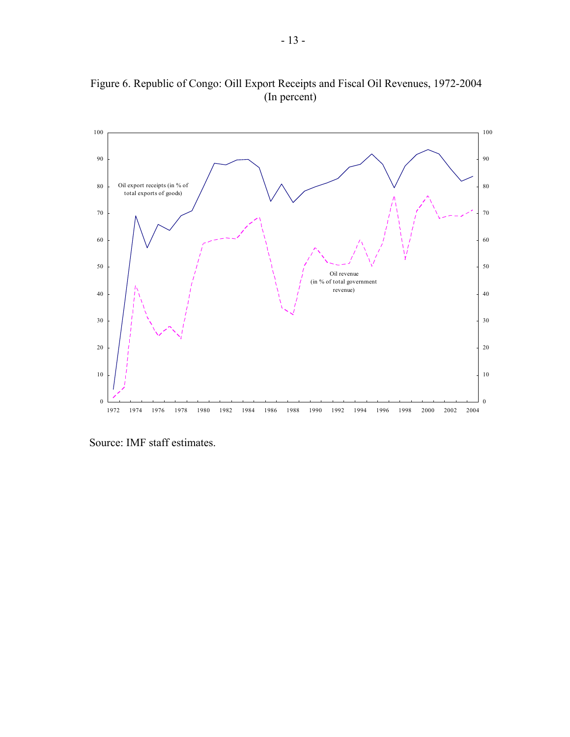Figure 6. Republic of Congo: Oill Export Receipts and Fiscal Oil Revenues, 1972-2004
(In percent)

Source: IMF staff estimates.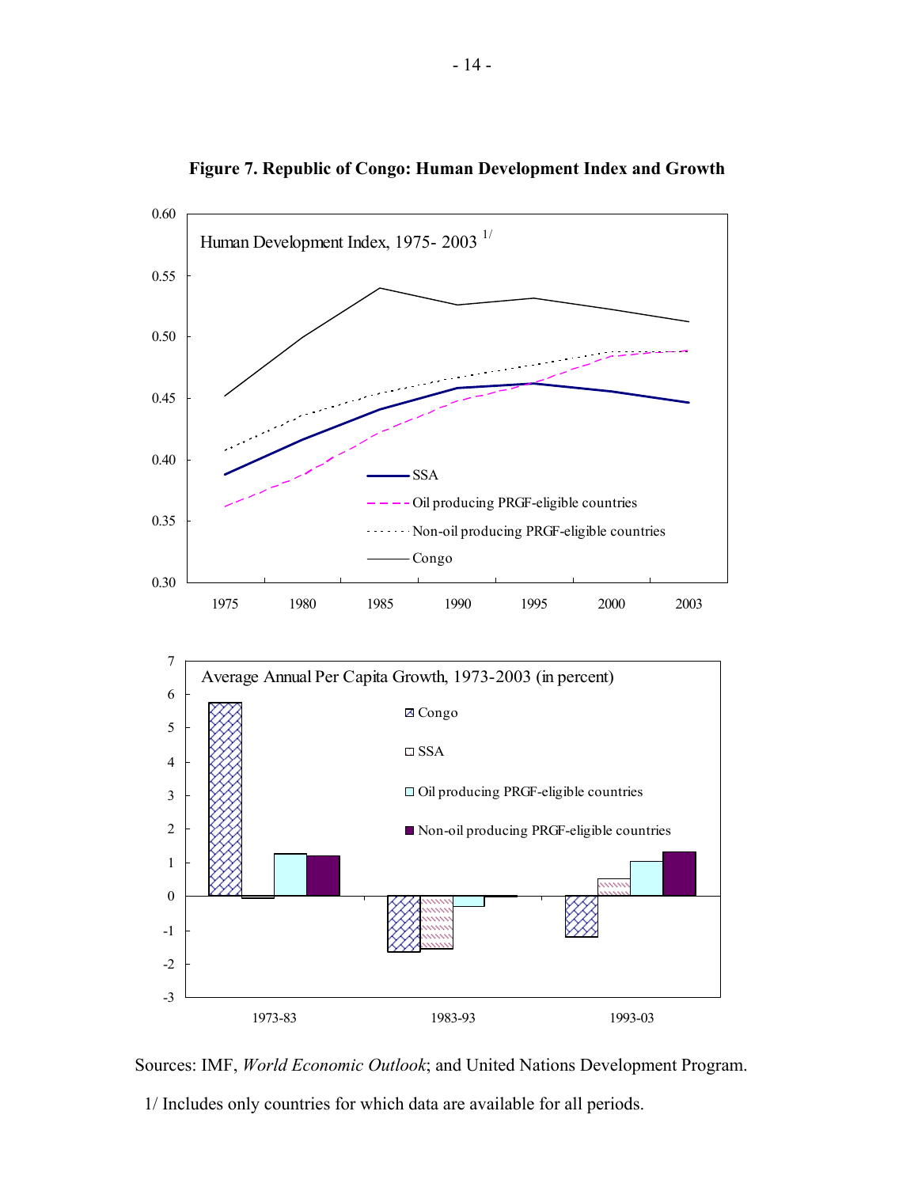**Figure 7. Republic of Congo: Human Development Index and Growth**

Human Development Index, 1975- 2003 1/

SSA

Oil producing PRGF-eligible countries

Non-oil producing PRGF-eligible countries

Congo

Average Annual Per Capita Growth, 1973-2003 (in percent)

Congo

SSA

Oil producing PRGF-eligible countries

Non-oil producing PRGF-eligible countries

Sources: IMF, *World Economic Outlook*; and United Nations Development Program.

1/ Includes only countries for which data are available for all periods.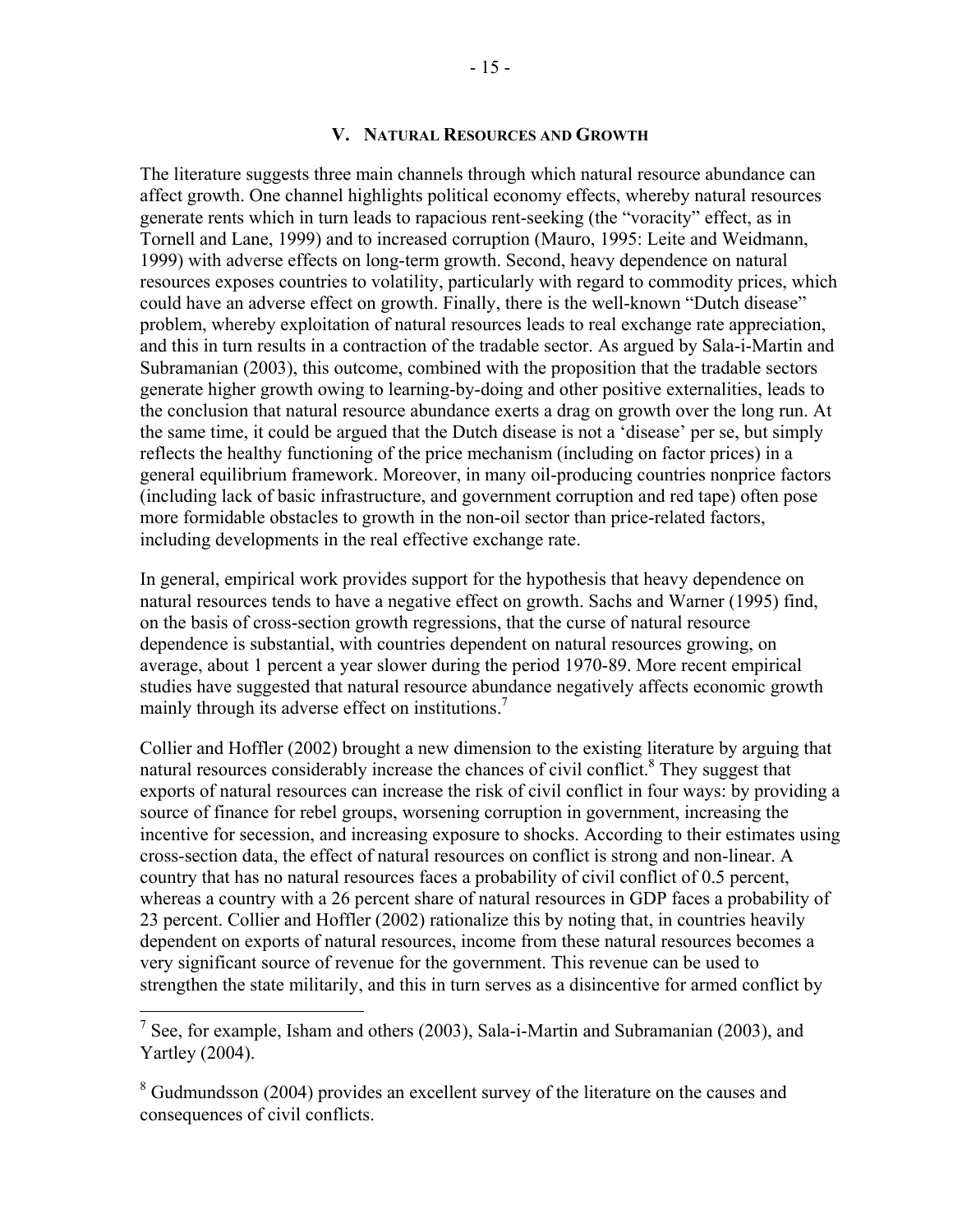## V. Natural Resources and Growth

The literature suggests three main channels through which natural resource abundance can affect growth. One channel highlights political economy effects, whereby natural resources generate rents which in turn leads to rapacious rent-seeking (the "voracity" effect, as in Tornell and Lane, 1999) and to increased corruption (Mauro, 1995: Leite and Weidmann, 1999) with adverse effects on long-term growth. Second, heavy dependence on natural resources exposes countries to volatility, particularly with regard to commodity prices, which could have an adverse effect on growth. Finally, there is the well-known "Dutch disease" problem, whereby exploitation of natural resources leads to real exchange rate appreciation, and this in turn results in a contraction of the tradable sector. As argued by Sala-i-Martin and Subramanian (2003), this outcome, combined with the proposition that the tradable sectors generate higher growth owing to learning-by-doing and other positive externalities, leads to the conclusion that natural resource abundance exerts a drag on growth over the long run. At the same time, it could be argued that the Dutch disease is not a 'disease' per se, but simply reflects the healthy functioning of the price mechanism (including on factor prices) in a general equilibrium framework. Moreover, in many oil-producing countries nonprice factors (including lack of basic infrastructure, and government corruption and red tape) often pose more formidable obstacles to growth in the non-oil sector than price-related factors, including developments in the real effective exchange rate.

In general, empirical work provides support for the hypothesis that heavy dependence on natural resources tends to have a negative effect on growth. Sachs and Warner (1995) find, on the basis of cross-section growth regressions, that the curse of natural resource dependence is substantial, with countries dependent on natural resources growing, on average, about 1 percent a year slower during the period 1970-89. More recent empirical studies have suggested that natural resource abundance negatively affects economic growth mainly through its adverse effect on institutions.[7]

Collier and Hoffler (2002) brought a new dimension to the existing literature by arguing that natural resources considerably increase the chances of civil conflict.[8] They suggest that exports of natural resources can increase the risk of civil conflict in four ways: by providing a source of finance for rebel groups, worsening corruption in government, increasing the incentive for secession, and increasing exposure to shocks. According to their estimates using cross-section data, the effect of natural resources on conflict is strong and non-linear. A country that has no natural resources faces a probability of civil conflict of 0.5 percent, whereas a country with a 26 percent share of natural resources in GDP faces a probability of 23 percent. Collier and Hoffler (2002) rationalize this by noting that, in countries heavily dependent on exports of natural resources, income from these natural resources becomes a very significant source of revenue for the government. This revenue can be used to strengthen the state militarily, and this in turn serves as a disincentive for armed conflict by

---

[7] See, for example, Isham and others (2003), Sala-i-Martin and Subramanian (2003), and Yartley (2004).

[8] Gudmundsson (2004) provides an excellent survey of the literature on the causes and consequences of civil conflicts.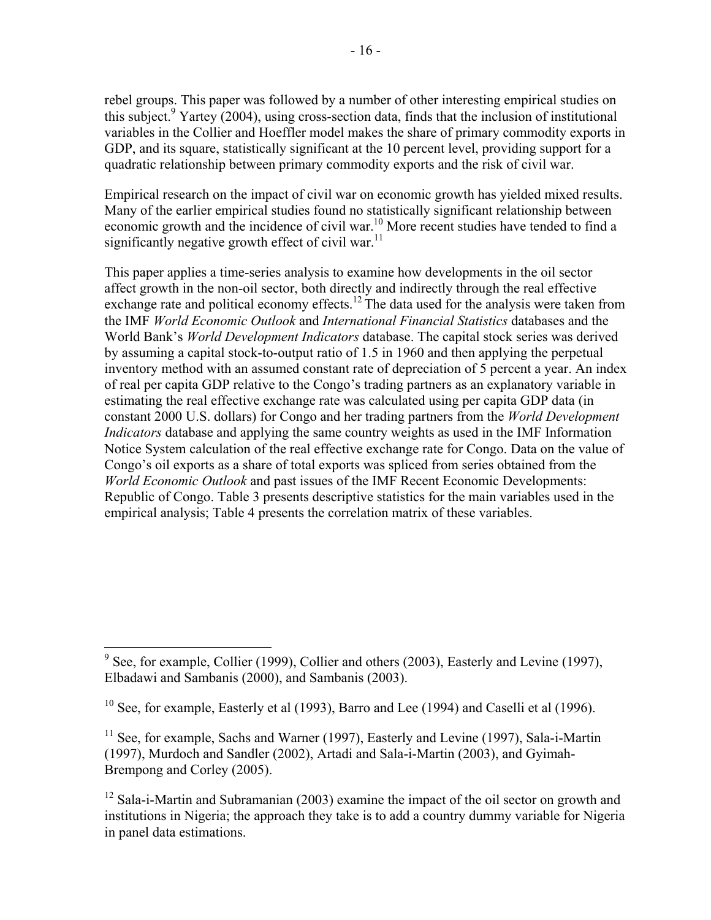rebel groups. This paper was followed by a number of other interesting empirical studies on this subject.[9] Yartey (2004), using cross-section data, finds that the inclusion of institutional variables in the Collier and Hoeffler model makes the share of primary commodity exports in GDP, and its square, statistically significant at the 10 percent level, providing support for a quadratic relationship between primary commodity exports and the risk of civil war.

Empirical research on the impact of civil war on economic growth has yielded mixed results. Many of the earlier empirical studies found no statistically significant relationship between economic growth and the incidence of civil war.[10] More recent studies have tended to find a significantly negative growth effect of civil war.[11]

This paper applies a time-series analysis to examine how developments in the oil sector affect growth in the non-oil sector, both directly and indirectly through the real effective exchange rate and political economy effects.[12] The data used for the analysis were taken from the IMF *World Economic Outlook* and *International Financial Statistics* databases and the World Bank's *World Development Indicators* database. The capital stock series was derived by assuming a capital stock-to-output ratio of 1.5 in 1960 and then applying the perpetual inventory method with an assumed constant rate of depreciation of 5 percent a year. An index of real per capita GDP relative to the Congo's trading partners as an explanatory variable in estimating the real effective exchange rate was calculated using per capita GDP data (in constant 2000 U.S. dollars) for Congo and her trading partners from the *World Development Indicators* database and applying the same country weights as used in the IMF Information Notice System calculation of the real effective exchange rate for Congo. Data on the value of Congo's oil exports as a share of total exports was spliced from series obtained from the *World Economic Outlook* and past issues of the IMF Recent Economic Developments: Republic of Congo. Table 3 presents descriptive statistics for the main variables used in the empirical analysis; Table 4 presents the correlation matrix of these variables.

---

[9] See, for example, Collier (1999), Collier and others (2003), Easterly and Levine (1997), Elbadawi and Sambanis (2000), and Sambanis (2003).

[10] See, for example, Easterly et al (1993), Barro and Lee (1994) and Caselli et al (1996).

[11] See, for example, Sachs and Warner (1997), Easterly and Levine (1997), Sala-i-Martin (1997), Murdoch and Sandler (2002), Artadi and Sala-i-Martin (2003), and Gyimah-Brempong and Corley (2005).

[12] Sala-i-Martin and Subramanian (2003) examine the impact of the oil sector on growth and institutions in Nigeria; the approach they take is to add a country dummy variable for Nigeria in panel data estimations.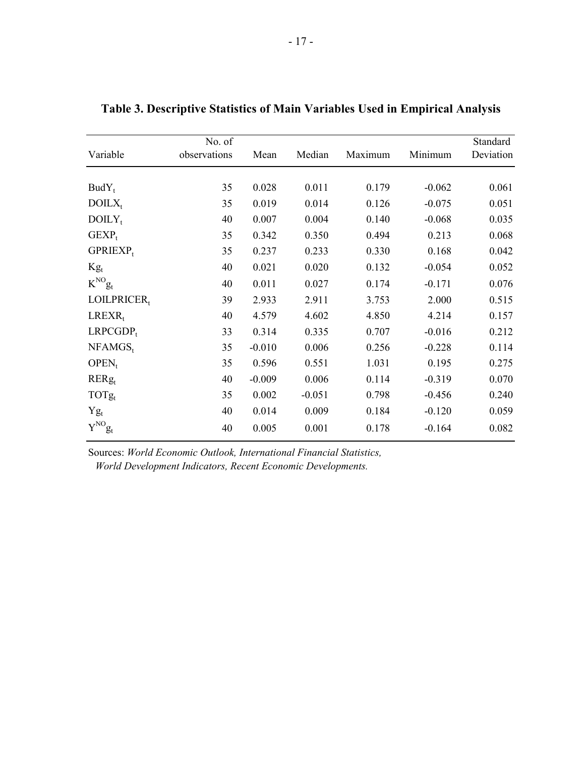**Table 3. Descriptive Statistics of Main Variables Used in Empirical Analysis**

| Variable | No. of observations | Mean | Median | Maximum | Minimum | Standard Deviation |
|---|---|---|---|---|---|---|
| $BudY_t$ | 35 | 0.028 | 0.011 | 0.179 | -0.062 | 0.061 |
| $DOILX_t$ | 35 | 0.019 | 0.014 | 0.126 | -0.075 | 0.051 |
| $DOILY_t$ | 40 | 0.007 | 0.004 | 0.140 | -0.068 | 0.035 |
| $GEXP_t$ | 35 | 0.342 | 0.350 | 0.494 | 0.213 | 0.068 |
| $GPRIEXP_t$ | 35 | 0.237 | 0.233 | 0.330 | 0.168 | 0.042 |
| $Kg_t$ | 40 | 0.021 | 0.020 | 0.132 | -0.054 | 0.052 |
| $K^{NO}g_t$ | 40 | 0.011 | 0.027 | 0.174 | -0.171 | 0.076 |
| $LOILPRICER_t$ | 39 | 2.933 | 2.911 | 3.753 | 2.000 | 0.515 |
| $LREXR_t$ | 40 | 4.579 | 4.602 | 4.850 | 4.214 | 0.157 |
| $LRPCGDP_t$ | 33 | 0.314 | 0.335 | 0.707 | -0.016 | 0.212 |
| $NFAMGS_t$ | 35 | -0.010 | 0.006 | 0.256 | -0.228 | 0.114 |
| $OPEN_t$ | 35 | 0.596 | 0.551 | 1.031 | 0.195 | 0.275 |
| $RERg_t$ | 40 | -0.009 | 0.006 | 0.114 | -0.319 | 0.070 |
| $TOTg_t$ | 35 | 0.002 | -0.051 | 0.798 | -0.456 | 0.240 |
| $Yg_t$ | 40 | 0.014 | 0.009 | 0.184 | -0.120 | 0.059 |
| $Y^{NO}g_t$ | 40 | 0.005 | 0.001 | 0.178 | -0.164 | 0.082 |

Sources: *World Economic Outlook, International Financial Statistics, World Development Indicators, Recent Economic Developments.*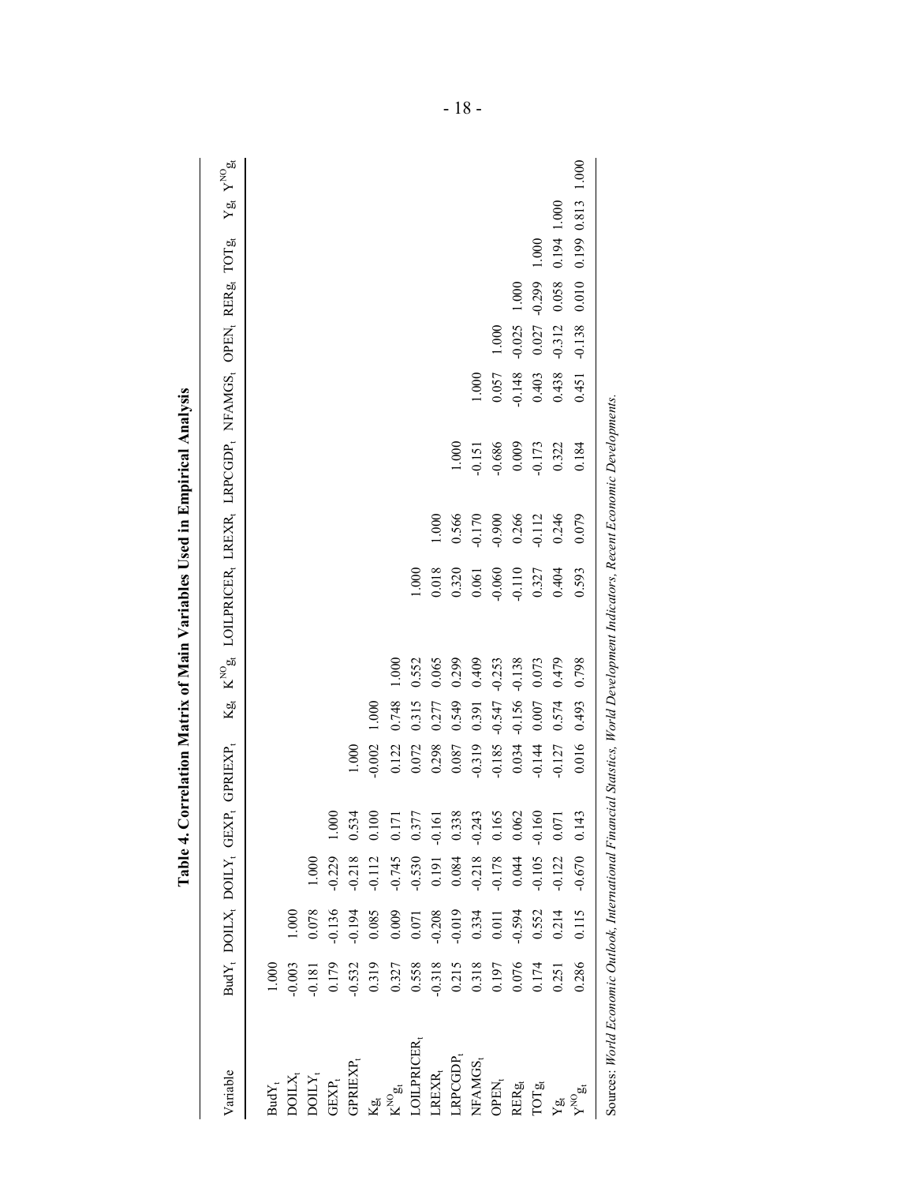**Table 4. Correlation Matrix of Main Variables Used in Empirical Analysis**

| Variable | $BudY_t$ | $DOILX_t$ | $DOILY_t$ | $GEXP_t$ | $GPRIEXP_t$ | $Kg_t$ | $K^{NO}g_t$ | $LOILPRICER_t$ | $LREXR_t$ | $LRPCGDP_t$ | $NFAMGS_t$ | $OPEN_t$ | $REGg_t$ | $TOTg_t$ | $Yg_t$ | $Y^{NO}g_t$ |
|---|---|---|---|---|---|---|---|---|---|---|---|---|---|---|---|---|
| $BudY_t$ | 1.000 | | | | | | | | | | | | | | | |
| $DOILX_t$ | -0.003 | 1.000 | | | | | | | | | | | | | | |
| $DOILY_t$ | -0.181 | 0.078 | 1.000 | | | | | | | | | | | | | |
| $GEXP_t$ | 0.179 | -0.136 | -0.229 | 1.000 | | | | | | | | | | | | |
| $GPRIEXP_t$ | -0.532 | -0.194 | -0.218 | 0.534 | 1.000 | | | | | | | | | | | |
| $Kg_t$ | 0.319 | 0.085 | -0.112 | 0.100 | -0.002 | 1.000 | | | | | | | | | | |
| $K^{NO}g_t$ | 0.327 | 0.009 | -0.745 | 0.171 | 0.122 | 0.748 | 1.000 | | | | | | | | | |
| $LOILPRICER_t$ | 0.558 | 0.071 | -0.530 | 0.377 | 0.072 | 0.315 | 0.552 | 1.000 | | | | | | | | |
| $LREXR_t$ | -0.318 | -0.208 | 0.191 | -0.161 | 0.298 | 0.277 | 0.065 | 0.018 | 1.000 | | | | | | | |
| $LRPCGDP_t$ | 0.215 | -0.019 | 0.084 | 0.338 | 0.087 | 0.549 | 0.299 | 0.320 | 0.566 | 1.000 | | | | | | |
| $NFAMGS_t$ | 0.318 | 0.334 | -0.218 | -0.243 | -0.319 | 0.391 | 0.409 | 0.061 | -0.170 | -0.151 | 1.000 | | | | | |
| $OPEN_t$ | 0.197 | 0.011 | -0.178 | 0.165 | -0.185 | -0.547 | -0.253 | -0.060 | -0.900 | -0.686 | 0.057 | 1.000 | | | | |
| $RERg_t$ | 0.076 | -0.594 | 0.044 | 0.062 | 0.034 | -0.156 | -0.138 | -0.110 | 0.266 | 0.009 | -0.148 | -0.025 | 1.000 | | | |
| $TOTg_t$ | 0.174 | 0.552 | -0.105 | -0.160 | -0.144 | 0.007 | 0.073 | 0.327 | -0.112 | -0.173 | 0.403 | 0.027 | -0.299 | 1.000 | | |
| $Yg_t$ | 0.251 | 0.214 | -0.122 | 0.071 | -0.127 | 0.574 | 0.479 | 0.404 | 0.246 | 0.322 | 0.438 | -0.312 | 0.058 | 0.194 | 1.000 | |
| $Y^{NO}g_t$ | 0.286 | 0.115 | -0.670 | 0.143 | 0.016 | 0.493 | 0.798 | 0.593 | 0.079 | 0.184 | 0.451 | -0.138 | 0.010 | 0.199 | 0.813 | 1.000 |

Sources: *World Economic Outlook, International Financial Statistics, World Development Indicators, Recent Economic Developments.*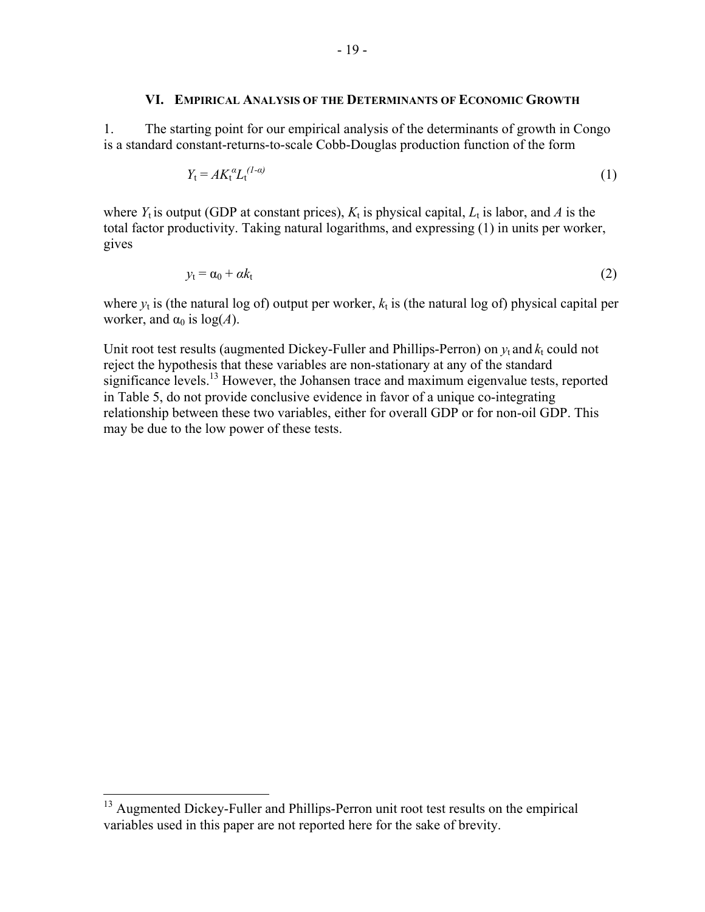## VI. Empirical Analysis of the Determinants of Economic Growth

1. The starting point for our empirical analysis of the determinants of growth in Congo is a standard constant-returns-to-scale Cobb-Douglas production function of the form

$$Y_t = AK_t^{\alpha}L_t^{(1-\alpha)} \tag{1}$$

where $Y_t$ is output (GDP at constant prices), $K_t$ is physical capital, $L_t$ is labor, and $A$ is the total factor productivity. Taking natural logarithms, and expressing (1) in units per worker, gives

$$y_t = \alpha_0 + \alpha k_t \tag{2}$$

where $y_t$ is (the natural log of) output per worker, $k_t$ is (the natural log of) physical capital per worker, and $\alpha_0$ is $\log(A)$.

Unit root test results (augmented Dickey-Fuller and Phillips-Perron) on $y_t$ and $k_t$ could not reject the hypothesis that these variables are non-stationary at any of the standard significance levels.[13] However, the Johansen trace and maximum eigenvalue tests, reported in Table 5, do not provide conclusive evidence in favor of a unique co-integrating relationship between these two variables, either for overall GDP or for non-oil GDP. This may be due to the low power of these tests.

---

[13] Augmented Dickey-Fuller and Phillips-Perron unit root test results on the empirical variables used in this paper are not reported here for the sake of brevity.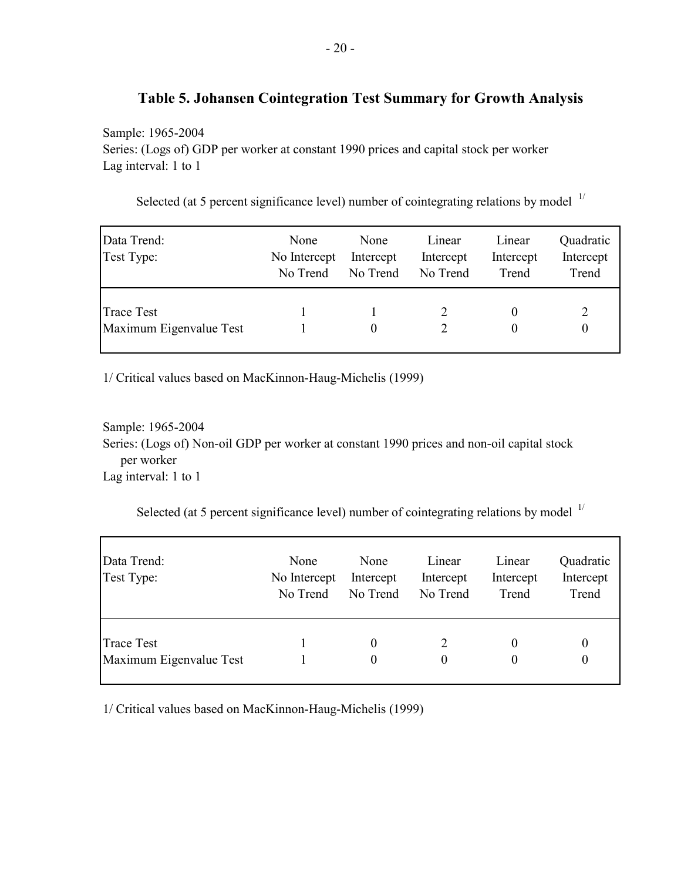## Table 5. Johansen Cointegration Test Summary for Growth Analysis

Sample: 1965-2004
Series: (Logs of) GDP per worker at constant 1990 prices and capital stock per worker
Lag interval: 1 to 1

Selected (at 5 percent significance level) number of cointegrating relations by model [1/]

| Data Trend: | None | None | Linear | Linear | Quadratic |
|---|---|---|---|---|---|
| Test Type: | No Intercept No Trend | Intercept No Trend | Intercept No Trend | Intercept Trend | Intercept Trend |
| Trace Test | 1 | 1 | 2 | 0 | 2 |
| Maximum Eigenvalue Test | 1 | 0 | 2 | 0 | 0 |

1/ Critical values based on MacKinnon-Haug-Michelis (1999)

Sample: 1965-2004
Series: (Logs of) Non-oil GDP per worker at constant 1990 prices and non-oil capital stock per worker
Lag interval: 1 to 1

Selected (at 5 percent significance level) number of cointegrating relations by model [1/]

| Data Trend: | None | None | Linear | Linear | Quadratic |
|---|---|---|---|---|---|
| Test Type: | No Intercept No Trend | Intercept No Trend | Intercept No Trend | Intercept Trend | Intercept Trend |
| Trace Test | 1 | 0 | 2 | 0 | 0 |
| Maximum Eigenvalue Test | 1 | 0 | 0 | 0 | 0 |

1/ Critical values based on MacKinnon-Haug-Michelis (1999)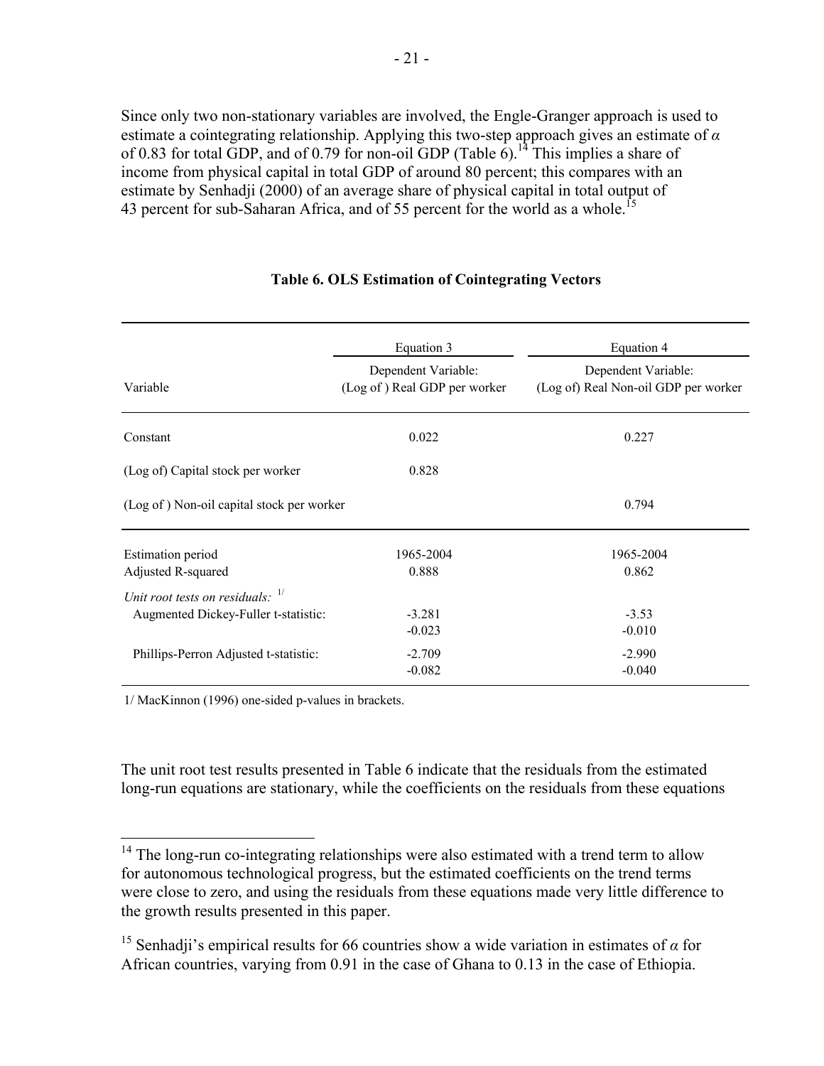Since only two non-stationary variables are involved, the Engle-Granger approach is used to estimate a cointegrating relationship. Applying this two-step approach gives an estimate of $\alpha$ of 0.83 for total GDP, and of 0.79 for non-oil GDP (Table 6).[14] This implies a share of income from physical capital in total GDP of around 80 percent; this compares with an estimate by Senhadji (2000) of an average share of physical capital in total output of 43 percent for sub-Saharan Africa, and of 55 percent for the world as a whole.[15]

**Table 6. OLS Estimation of Cointegrating Vectors**

| Variable | Equation 3<br>Dependent Variable:<br>(Log of ) Real GDP per worker | Equation 4<br>Dependent Variable:<br>(Log of) Real Non-oil GDP per worker |
|---|---|---|
| Constant | 0.022 | 0.227 |
| (Log of) Capital stock per worker | 0.828 | |
| (Log of ) Non-oil capital stock per worker | | 0.794 |
| Estimation period | 1965-2004 | 1965-2004 |
| Adjusted R-squared | 0.888 | 0.862 |
| *Unit root tests on residuals:* 1/ | | |
| Augmented Dickey-Fuller t-statistic: | -3.281 | -3.53 |
| | -0.023 | -0.010 |
| Phillips-Perron Adjusted t-statistic: | -2.709 | -2.990 |
| | -0.082 | -0.040 |

1/ MacKinnon (1996) one-sided p-values in brackets.

The unit root test results presented in Table 6 indicate that the residuals from the estimated long-run equations are stationary, while the coefficients on the residuals from these equations

[14] The long-run co-integrating relationships were also estimated with a trend term to allow for autonomous technological progress, but the estimated coefficients on the trend terms were close to zero, and using the residuals from these equations made very little difference to the growth results presented in this paper.

[15] Senhadji's empirical results for 66 countries show a wide variation in estimates of $\alpha$ for African countries, varying from 0.91 in the case of Ghana to 0.13 in the case of Ethiopia.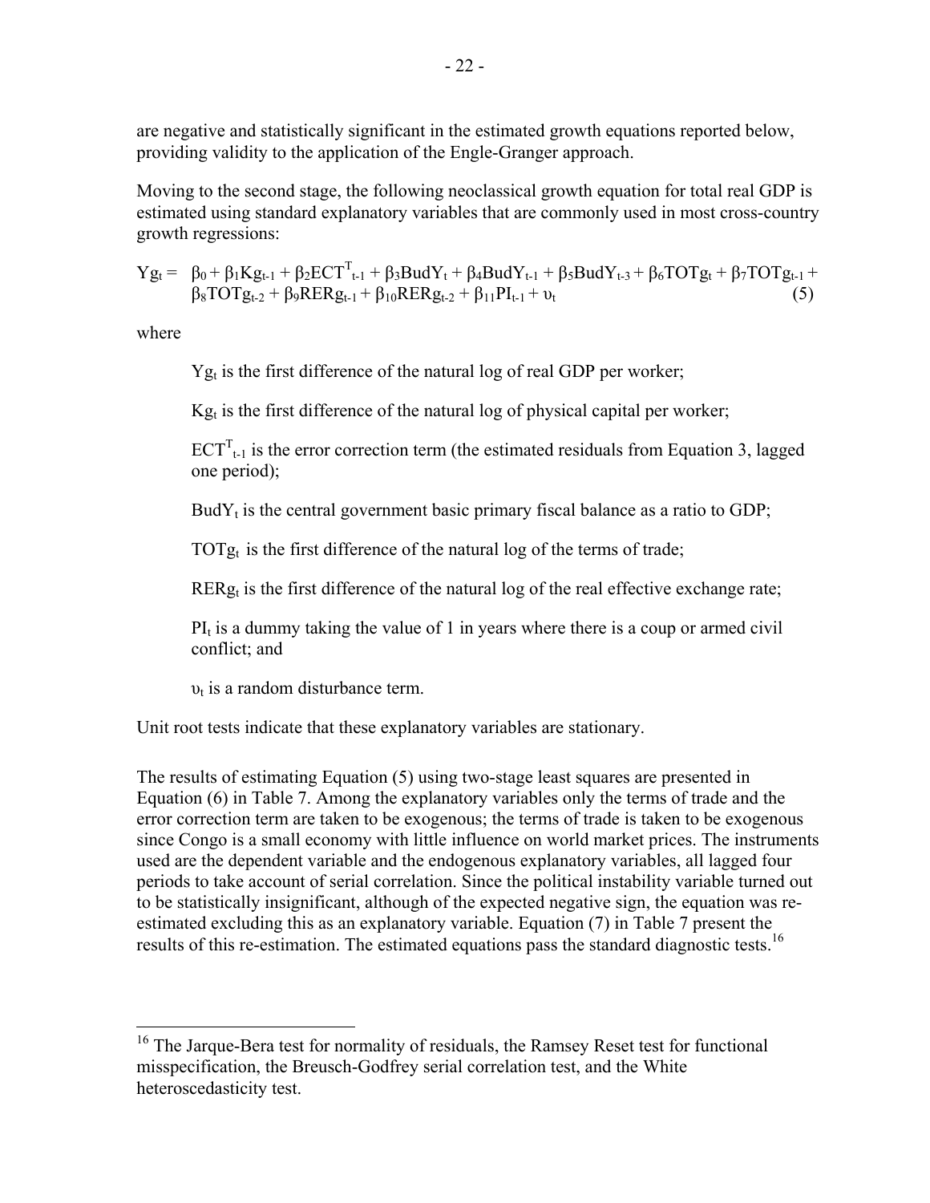are negative and statistically significant in the estimated growth equations reported below, providing validity to the application of the Engle-Granger approach.

Moving to the second stage, the following neoclassical growth equation for total real GDP is estimated using standard explanatory variables that are commonly used in most cross-country growth regressions:

$$Yg_t = \beta_0 + \beta_1 Kg_{t-1} + \beta_2 ECT^T_{t-1} + \beta_3 BudY_t + \beta_4 BudY_{t-1} + \beta_5 BudY_{t-3} + \beta_6 TOTg_t + \beta_7 TOTg_{t-1} + \beta_8 TOTg_{t-2} + \beta_9 RERg_{t-1} + \beta_{10} RERg_{t-2} + \beta_{11} PI_{t-1} + \upsilon_t \quad (5)$$

where

$Yg_t$ is the first difference of the natural log of real GDP per worker;

$Kg_t$ is the first difference of the natural log of physical capital per worker;

$ECT^T_{t-1}$ is the error correction term (the estimated residuals from Equation 3, lagged one period);

$BudY_t$ is the central government basic primary fiscal balance as a ratio to GDP;

$TOTg_t$ is the first difference of the natural log of the terms of trade;

$RERg_t$ is the first difference of the natural log of the real effective exchange rate;

$PI_t$ is a dummy taking the value of 1 in years where there is a coup or armed civil conflict; and

$\upsilon_t$ is a random disturbance term.

Unit root tests indicate that these explanatory variables are stationary.

The results of estimating Equation (5) using two-stage least squares are presented in Equation (6) in Table 7. Among the explanatory variables only the terms of trade and the error correction term are taken to be exogenous; the terms of trade is taken to be exogenous since Congo is a small economy with little influence on world market prices. The instruments used are the dependent variable and the endogenous explanatory variables, all lagged four periods to take account of serial correlation. Since the political instability variable turned out to be statistically insignificant, although of the expected negative sign, the equation was re-estimated excluding this as an explanatory variable. Equation (7) in Table 7 present the results of this re-estimation. The estimated equations pass the standard diagnostic tests.[16]

[16] The Jarque-Bera test for normality of residuals, the Ramsey Reset test for functional misspecification, the Breusch-Godfrey serial correlation test, and the White heteroscedasticity test.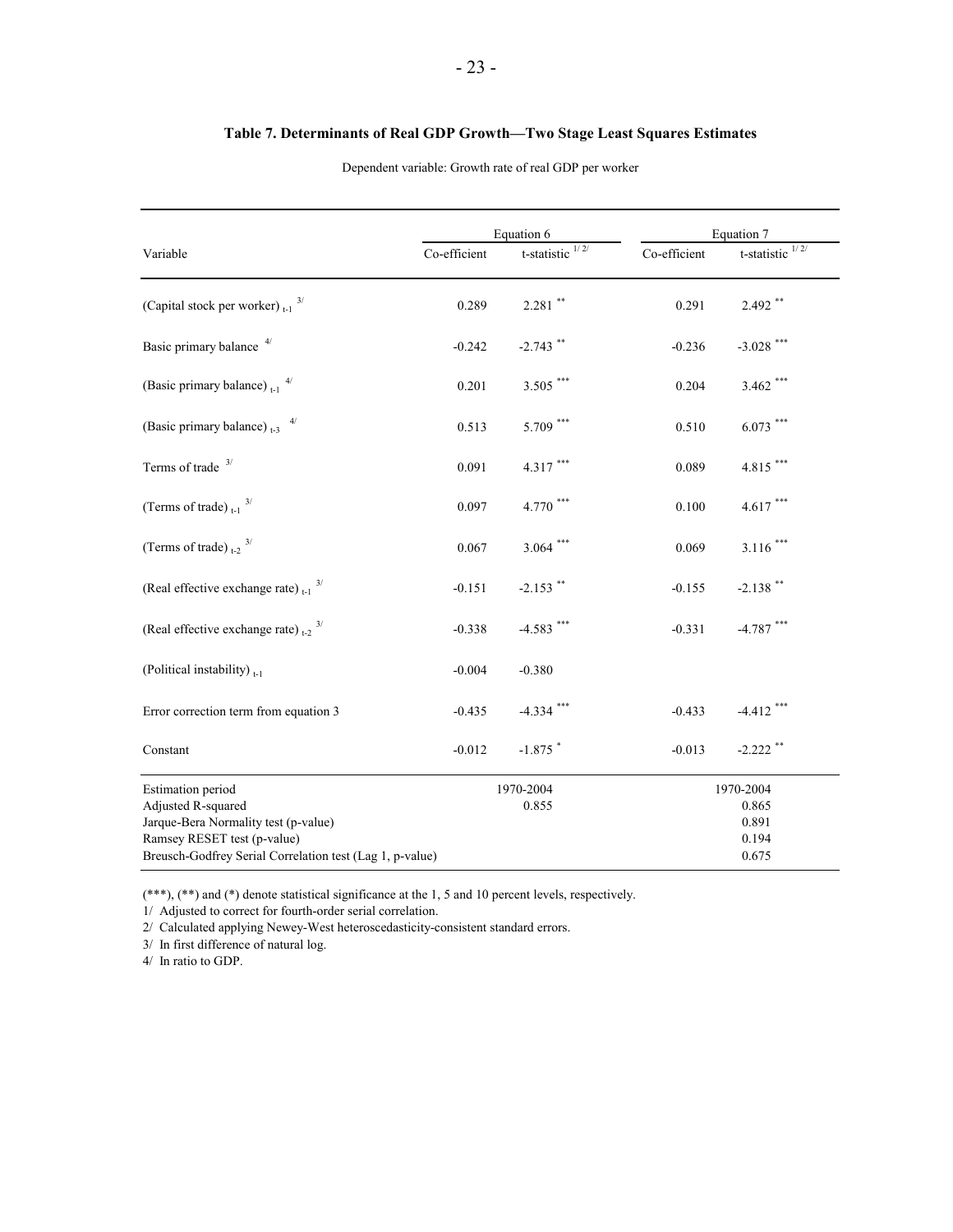### Table 7. Determinants of Real GDP Growth—Two Stage Least Squares Estimates

Dependent variable: Growth rate of real GDP per worker

| Variable | Equation 6 | | Equation 7 | |
|---|---|---|---|---|
| | Co-efficient | t-statistic 1/ 2/ | Co-efficient | t-statistic 1/ 2/ |
| (Capital stock per worker) $_{t-1}$ 3/ | 0.289 | 2.281 ** | 0.291 | 2.492 ** |
| Basic primary balance 4/ | -0.242 | -2.743 ** | -0.236 | -3.028 *** |
| (Basic primary balance) $_{t-1}$ 4/ | 0.201 | 3.505 *** | 0.204 | 3.462 *** |
| (Basic primary balance) $_{t-3}$ 4/ | 0.513 | 5.709 *** | 0.510 | 6.073 *** |
| Terms of trade 3/ | 0.091 | 4.317 *** | 0.089 | 4.815 *** |
| (Terms of trade) $_{t-1}$ 3/ | 0.097 | 4.770 *** | 0.100 | 4.617 *** |
| (Terms of trade) $_{t-2}$ 3/ | 0.067 | 3.064 *** | 0.069 | 3.116 *** |
| (Real effective exchange rate) $_{t-1}$ 3/ | -0.151 | -2.153 ** | -0.155 | -2.138 ** |
| (Real effective exchange rate) $_{t-2}$ 3/ | -0.338 | -4.583 *** | -0.331 | -4.787 *** |
| (Political instability) $_{t-1}$ | -0.004 | -0.380 | | |
| Error correction term from equation 3 | -0.435 | -4.334 *** | -0.433 | -4.412 *** |
| Constant | -0.012 | -1.875 * | -0.013 | -2.222 ** |
| Estimation period | 1970-2004 | | 1970-2004 | |
| Adjusted R-squared | 0.855 | | 0.865 | |
| Jarque-Bera Normality test (p-value) | | | 0.891 | |
| Ramsey RESET test (p-value) | | | 0.194 | |
| Breusch-Godfrey Serial Correlation test (Lag 1, p-value) | | | 0.675 | |

(***), (**) and (*) denote statistical significance at the 1, 5 and 10 percent levels, respectively.

1/ Adjusted to correct for fourth-order serial correlation.

2/ Calculated applying Newey-West heteroscedasticity-consistent standard errors.

3/ In first difference of natural log.

4/ In ratio to GDP.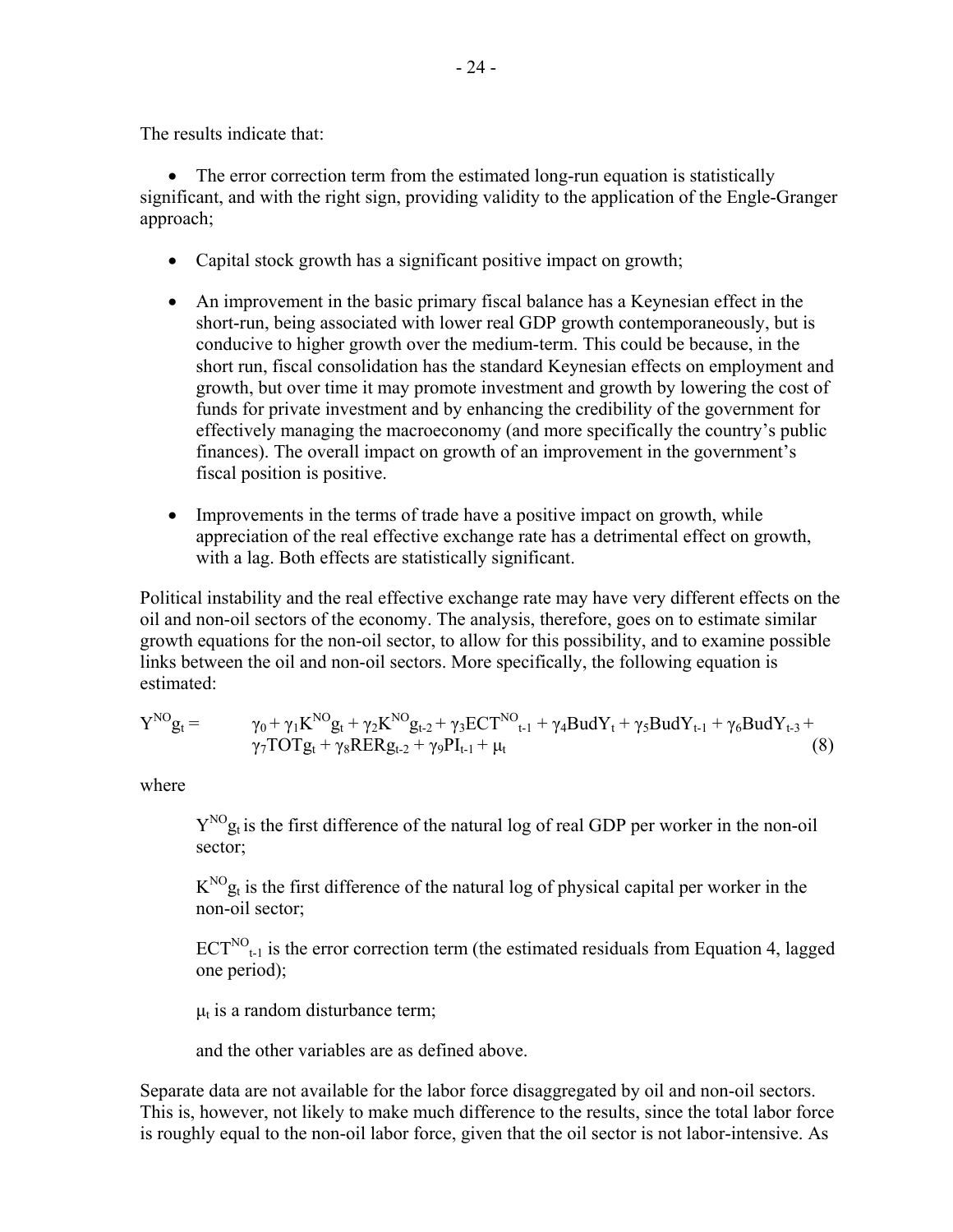The results indicate that:

- The error correction term from the estimated long-run equation is statistically significant, and with the right sign, providing validity to the application of the Engle-Granger approach;

- Capital stock growth has a significant positive impact on growth;

- An improvement in the basic primary fiscal balance has a Keynesian effect in the short-run, being associated with lower real GDP growth contemporaneously, but is conducive to higher growth over the medium-term. This could be because, in the short run, fiscal consolidation has the standard Keynesian effects on employment and growth, but over time it may promote investment and growth by lowering the cost of funds for private investment and by enhancing the credibility of the government for effectively managing the macroeconomy (and more specifically the country's public finances). The overall impact on growth of an improvement in the government's fiscal position is positive.

- Improvements in the terms of trade have a positive impact on growth, while appreciation of the real effective exchange rate has a detrimental effect on growth, with a lag. Both effects are statistically significant.

Political instability and the real effective exchange rate may have very different effects on the oil and non-oil sectors of the economy. The analysis, therefore, goes on to estimate similar growth equations for the non-oil sector, to allow for this possibility, and to examine possible links between the oil and non-oil sectors. More specifically, the following equation is estimated:

$$Y^{NO}g_t = \gamma_0 + \gamma_1 K^{NO}g_t + \gamma_2 K^{NO}g_{t-2} + \gamma_3 ECT^{NO}_{t-1} + \gamma_4 BudY_t + \gamma_5 BudY_{t-1} + \gamma_6 BudY_{t-3} + \gamma_7 TOTg_t + \gamma_8 RERg_{t-2} + \gamma_9 PI_{t-1} + \mu_t \quad (8)$$

where

$Y^{NO}g_t$ is the first difference of the natural log of real GDP per worker in the non-oil sector;

$K^{NO}g_t$ is the first difference of the natural log of physical capital per worker in the non-oil sector;

$ECT^{NO}_{t-1}$ is the error correction term (the estimated residuals from Equation 4, lagged one period);

$\mu_t$ is a random disturbance term;

and the other variables are as defined above.

Separate data are not available for the labor force disaggregated by oil and non-oil sectors. This is, however, not likely to make much difference to the results, since the total labor force is roughly equal to the non-oil labor force, given that the oil sector is not labor-intensive. As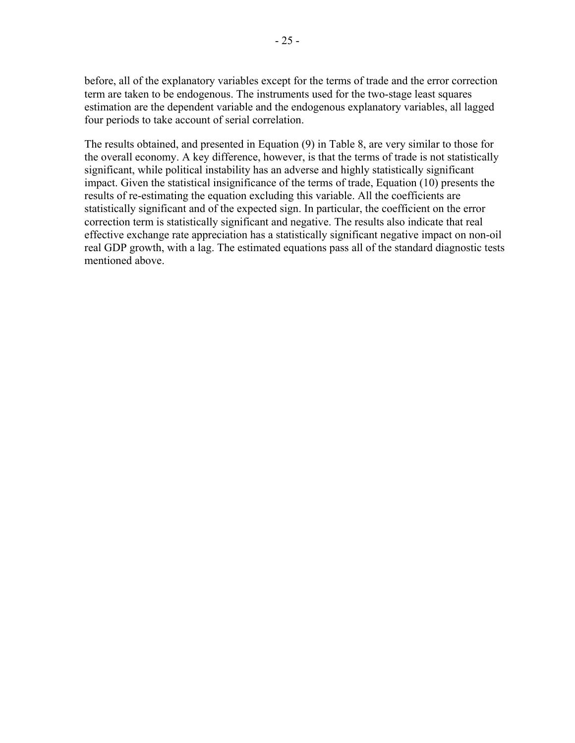before, all of the explanatory variables except for the terms of trade and the error correction term are taken to be endogenous. The instruments used for the two-stage least squares estimation are the dependent variable and the endogenous explanatory variables, all lagged four periods to take account of serial correlation.

The results obtained, and presented in Equation (9) in Table 8, are very similar to those for the overall economy. A key difference, however, is that the terms of trade is not statistically significant, while political instability has an adverse and highly statistically significant impact. Given the statistical insignificance of the terms of trade, Equation (10) presents the results of re-estimating the equation excluding this variable. All the coefficients are statistically significant and of the expected sign. In particular, the coefficient on the error correction term is statistically significant and negative. The results also indicate that real effective exchange rate appreciation has a statistically significant negative impact on non-oil real GDP growth, with a lag. The estimated equations pass all of the standard diagnostic tests mentioned above.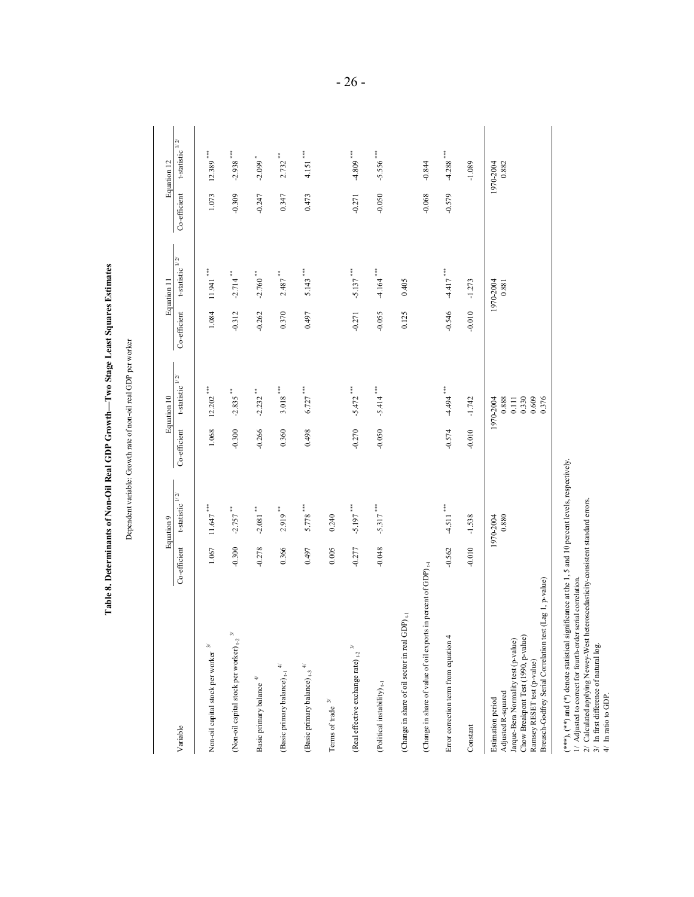**Table 8. Determinants of Non-Oil Real GDP Growth—Two Stage Least Squares Estimates**

Dependent variable: Growth rate of non-oil real GDP per worker

| Variable | Equation 9 | | Equation 10 | | Equation 11 | | Equation 12 | |
|---|---|---|---|---|---|---|---|---|
| | Co-efficient | t-statistic [1/ 2/] | Co-efficient | t-statistic [1/ 2/] | Co-efficient | t-statistic [1/ 2/] | Co-efficient | t-statistic [1/ 2/] |
| Non-oil capital stock per worker [3/] | 1.067 | 11.647 *** | 1.068 | 12.202 *** | 1.084 | 11.941 *** | 1.073 | 12.389 *** |
| (Non-oil capital stock per worker) $_{t-2}$ [3/] | -0.300 | -2.757 ** | -0.300 | -2.835 ** | -0.312 | -2.714 ** | -0.309 | -2.938 *** |
| Basic primary balance [4/] | -0.278 | -2.081 ** | -0.266 | -2.232 ** | -0.262 | -2.760 ** | -0.247 | -2.099 * |
| (Basic primary balance) $_{t-1}$ [4/] | 0.366 | 2.919 ** | 0.360 | 3.018 *** | 0.370 | 2.487 ** | 0.347 | 2.732 ** |
| (Basic primary balance) $_{t-3}$ [4/] | 0.497 | 5.778 *** | 0.498 | 6.727 *** | 0.497 | 5.143 *** | 0.473 | 4.151 *** |
| Terms of trade [3/] | 0.005 | 0.240 | | | | | | |
| (Real effective exchange rate) $_{t-2}$ [3/] | -0.277 | -5.197 *** | -0.270 | -5.472 *** | -0.271 | -5.137 *** | -0.271 | -4.809 *** |
| (Political instability) $_{t-1}$ | -0.048 | -5.317 *** | -0.050 | -5.414 *** | -0.055 | -4.164 *** | -0.050 | -5.556 *** |
| (Change in share of oil sector in real GDP) $_{t-1}$ | | | | | 0.125 | 0.405 | | |
| (Change in share of value of oil exports in percent of GDP) $_{t-1}$ | | | | | | | -0.068 | -0.844 |
| Error correction term from equation 4 | -0.562 | -4.511 *** | -0.574 | -4.494 *** | -0.546 | -4.417 *** | -0.579 | -4.288 *** |
| Constant | -0.010 | -1.538 | -0.010 | -1.742 | -0.010 | -1.273 | | -1.089 |
| Estimation period | 1970-2004 | | 1970-2004 | | 1970-2004 | | 1970-2004 | |
| Adjusted R-squared | 0.880 | | 0.888 | | 0.881 | | 0.882 | |
| Jarque-Bera Normality test (p-value) | | | 0.111 | | | | | |
| Chow Breakpont Test (1990, p-value) | | | 0.330 | | | | | |
| Ramsey RESET test (p-value) | | | 0.609 | | | | | |
| Breusch-Godfrey Serial Correlation test (Lag 1, p-value) | | | 0.376 | | | | | |

(\*\*\*), (\*\*) and (\*) denote statistical significance at the 1, 5 and 10 percent levels, respectively.
1/ Adjusted to correct for fourth-order serial correlation.
2/ Calculated applying Newey-West heteroscedasticity-consistent standard errors.
3/ In first difference of natural log.
4/ In ratio to GDP.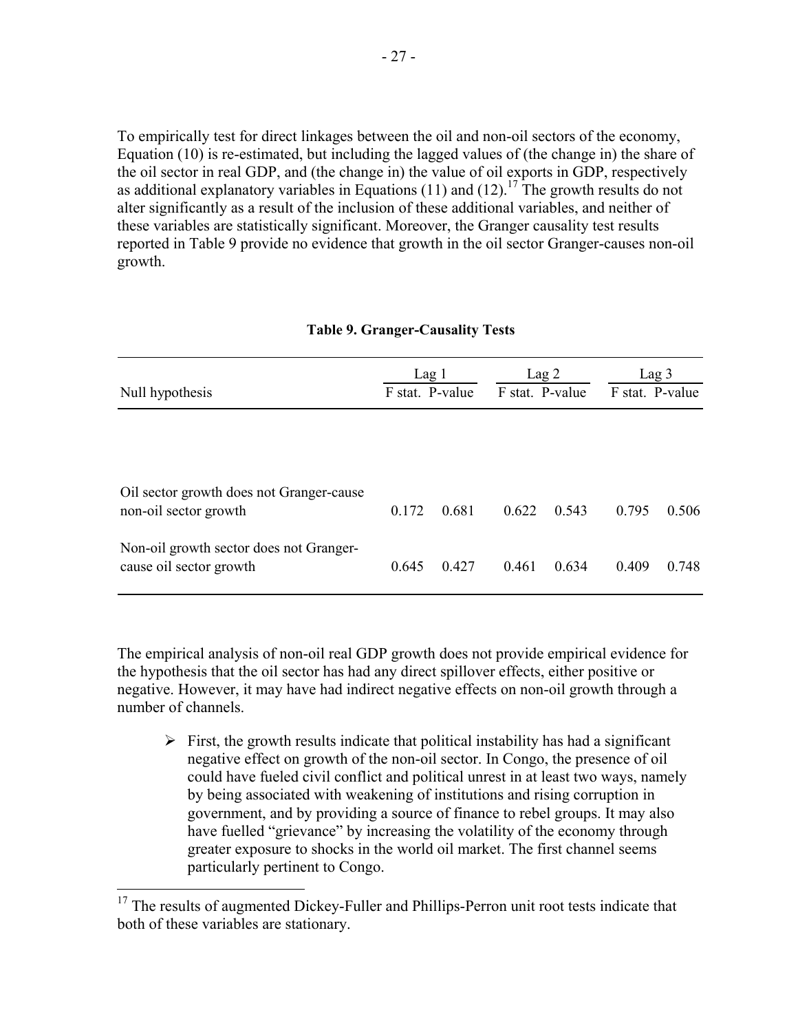To empirically test for direct linkages between the oil and non-oil sectors of the economy, Equation (10) is re-estimated, but including the lagged values of (the change in) the share of the oil sector in real GDP, and (the change in) the value of oil exports in GDP, respectively as additional explanatory variables in Equations (11) and (12).[17] The growth results do not alter significantly as a result of the inclusion of these additional variables, and neither of these variables are statistically significant. Moreover, the Granger causality test results reported in Table 9 provide no evidence that growth in the oil sector Granger-causes non-oil growth.

**Table 9. Granger-Causality Tests**

| Null hypothesis | Lag 1 | | Lag 2 | | Lag 3 | |
|---|---|---|---|---|---|---|
| | F stat. | P-value | F stat. | P-value | F stat. | P-value |
| Oil sector growth does not Granger-cause non-oil sector growth | 0.172 | 0.681 | 0.622 | 0.543 | 0.795 | 0.506 |
| Non-oil growth sector does not Granger-cause oil sector growth | 0.645 | 0.427 | 0.461 | 0.634 | 0.409 | 0.748 |

The empirical analysis of non-oil real GDP growth does not provide empirical evidence for the hypothesis that the oil sector has had any direct spillover effects, either positive or negative. However, it may have had indirect negative effects on non-oil growth through a number of channels.

- First, the growth results indicate that political instability has had a significant negative effect on growth of the non-oil sector. In Congo, the presence of oil could have fueled civil conflict and political unrest in at least two ways, namely by being associated with weakening of institutions and rising corruption in government, and by providing a source of finance to rebel groups. It may also have fuelled "grievance" by increasing the volatility of the economy through greater exposure to shocks in the world oil market. The first channel seems particularly pertinent to Congo.

[17] The results of augmented Dickey-Fuller and Phillips-Perron unit root tests indicate that both of these variables are stationary.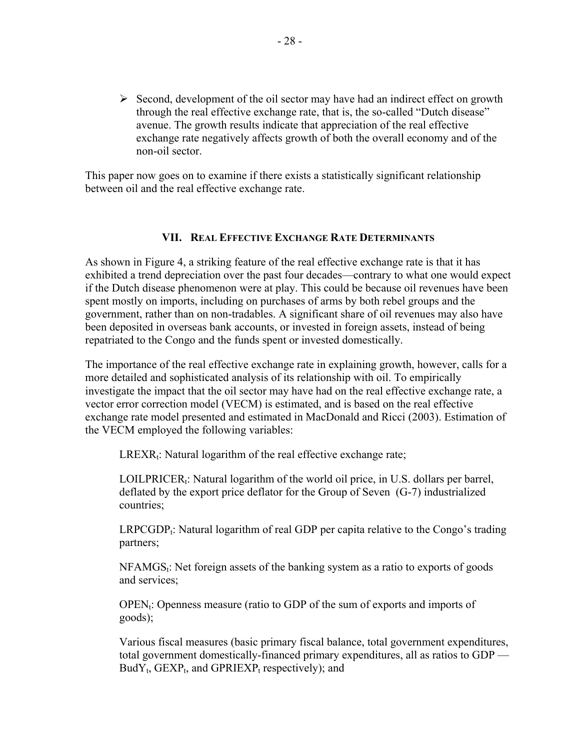- Second, development of the oil sector may have had an indirect effect on growth through the real effective exchange rate, that is, the so-called "Dutch disease" avenue. The growth results indicate that appreciation of the real effective exchange rate negatively affects growth of both the overall economy and of the non-oil sector.

This paper now goes on to examine if there exists a statistically significant relationship between oil and the real effective exchange rate.

## VII. Real Effective Exchange Rate Determinants

As shown in Figure 4, a striking feature of the real effective exchange rate is that it has exhibited a trend depreciation over the past four decades—contrary to what one would expect if the Dutch disease phenomenon were at play. This could be because oil revenues have been spent mostly on imports, including on purchases of arms by both rebel groups and the government, rather than on non-tradables. A significant share of oil revenues may also have been deposited in overseas bank accounts, or invested in foreign assets, instead of being repatriated to the Congo and the funds spent or invested domestically.

The importance of the real effective exchange rate in explaining growth, however, calls for a more detailed and sophisticated analysis of its relationship with oil. To empirically investigate the impact that the oil sector may have had on the real effective exchange rate, a vector error correction model (VECM) is estimated, and is based on the real effective exchange rate model presented and estimated in MacDonald and Ricci (2003). Estimation of the VECM employed the following variables:

$LREXR_t$: Natural logarithm of the real effective exchange rate;

$LOILPRICER_t$: Natural logarithm of the world oil price, in U.S. dollars per barrel, deflated by the export price deflator for the Group of Seven (G-7) industrialized countries;

$LRPCGDP_t$: Natural logarithm of real GDP per capita relative to the Congo's trading partners;

$NFAMGS_t$: Net foreign assets of the banking system as a ratio to exports of goods and services;

$OPEN_t$: Openness measure (ratio to GDP of the sum of exports and imports of goods);

Various fiscal measures (basic primary fiscal balance, total government expenditures, total government domestically-financed primary expenditures, all as ratios to GDP — $BudY_t$, $GEXP_t$, and $GPRIEXP_t$ respectively); and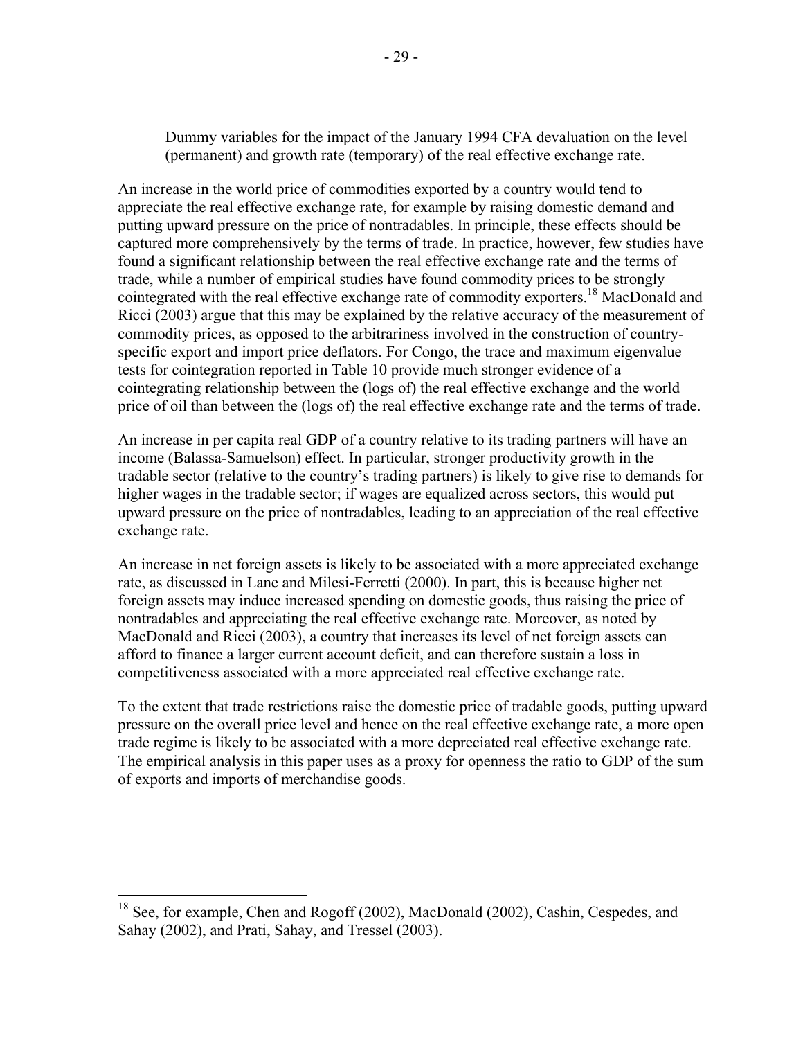Dummy variables for the impact of the January 1994 CFA devaluation on the level (permanent) and growth rate (temporary) of the real effective exchange rate.

An increase in the world price of commodities exported by a country would tend to appreciate the real effective exchange rate, for example by raising domestic demand and putting upward pressure on the price of nontradables. In principle, these effects should be captured more comprehensively by the terms of trade. In practice, however, few studies have found a significant relationship between the real effective exchange rate and the terms of trade, while a number of empirical studies have found commodity prices to be strongly cointegrated with the real effective exchange rate of commodity exporters.[18] MacDonald and Ricci (2003) argue that this may be explained by the relative accuracy of the measurement of commodity prices, as opposed to the arbitrariness involved in the construction of country-specific export and import price deflators. For Congo, the trace and maximum eigenvalue tests for cointegration reported in Table 10 provide much stronger evidence of a cointegrating relationship between the (logs of) the real effective exchange and the world price of oil than between the (logs of) the real effective exchange rate and the terms of trade.

An increase in per capita real GDP of a country relative to its trading partners will have an income (Balassa-Samuelson) effect. In particular, stronger productivity growth in the tradable sector (relative to the country's trading partners) is likely to give rise to demands for higher wages in the tradable sector; if wages are equalized across sectors, this would put upward pressure on the price of nontradables, leading to an appreciation of the real effective exchange rate.

An increase in net foreign assets is likely to be associated with a more appreciated exchange rate, as discussed in Lane and Milesi-Ferretti (2000). In part, this is because higher net foreign assets may induce increased spending on domestic goods, thus raising the price of nontradables and appreciating the real effective exchange rate. Moreover, as noted by MacDonald and Ricci (2003), a country that increases its level of net foreign assets can afford to finance a larger current account deficit, and can therefore sustain a loss in competitiveness associated with a more appreciated real effective exchange rate.

To the extent that trade restrictions raise the domestic price of tradable goods, putting upward pressure on the overall price level and hence on the real effective exchange rate, a more open trade regime is likely to be associated with a more depreciated real effective exchange rate. The empirical analysis in this paper uses as a proxy for openness the ratio to GDP of the sum of exports and imports of merchandise goods.

---

[18] See, for example, Chen and Rogoff (2002), MacDonald (2002), Cashin, Cespedes, and Sahay (2002), and Prati, Sahay, and Tressel (2003).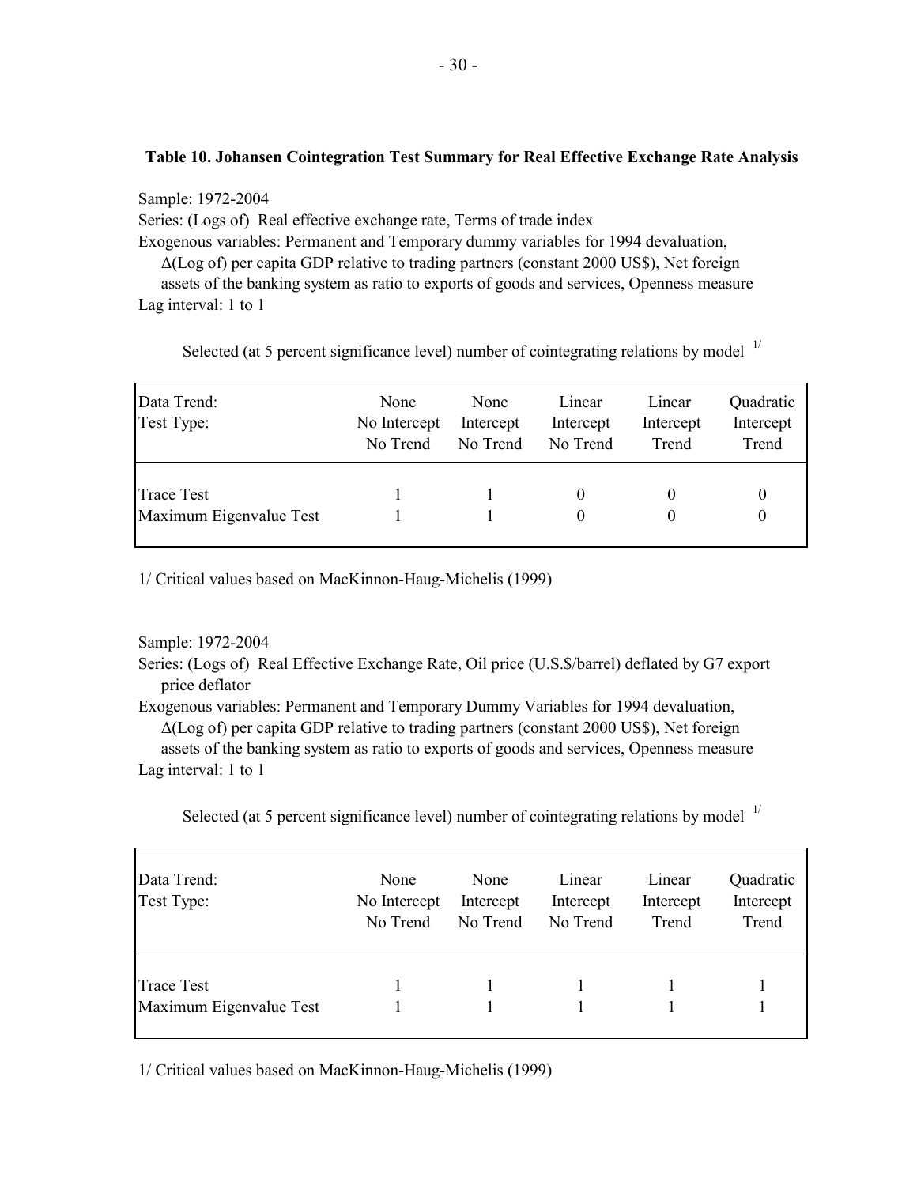**Table 10. Johansen Cointegration Test Summary for Real Effective Exchange Rate Analysis**

Sample: 1972-2004
Series: (Logs of) Real effective exchange rate, Terms of trade index
Exogenous variables: Permanent and Temporary dummy variables for 1994 devaluation, Δ(Log of) per capita GDP relative to trading partners (constant 2000 US$), Net foreign assets of the banking system as ratio to exports of goods and services, Openness measure
Lag interval: 1 to 1

Selected (at 5 percent significance level) number of cointegrating relations by model [1/]

| Data Trend:<br>Test Type: | None<br>No Intercept<br>No Trend | None<br>Intercept<br>No Trend | Linear<br>Intercept<br>No Trend | Linear<br>Intercept<br>Trend | Quadratic<br>Intercept<br>Trend |
|---|---|---|---|---|---|
| Trace Test | 1 | 1 | 0 | 0 | 0 |
| Maximum Eigenvalue Test | 1 | 1 | 0 | 0 | 0 |

1/ Critical values based on MacKinnon-Haug-Michelis (1999)

Sample: 1972-2004
Series: (Logs of) Real Effective Exchange Rate, Oil price (U.S.$/barrel) deflated by G7 export price deflator
Exogenous variables: Permanent and Temporary Dummy Variables for 1994 devaluation, Δ(Log of) per capita GDP relative to trading partners (constant 2000 US$), Net foreign assets of the banking system as ratio to exports of goods and services, Openness measure
Lag interval: 1 to 1

Selected (at 5 percent significance level) number of cointegrating relations by model [1/]

| Data Trend:<br>Test Type: | None<br>No Intercept<br>No Trend | None<br>Intercept<br>No Trend | Linear<br>Intercept<br>No Trend | Linear<br>Intercept<br>Trend | Quadratic<br>Intercept<br>Trend |
|---|---|---|---|---|---|
| Trace Test | 1 | 1 | 1 | 1 | 1 |
| Maximum Eigenvalue Test | 1 | 1 | 1 | 1 | 1 |

1/ Critical values based on MacKinnon-Haug-Michelis (1999)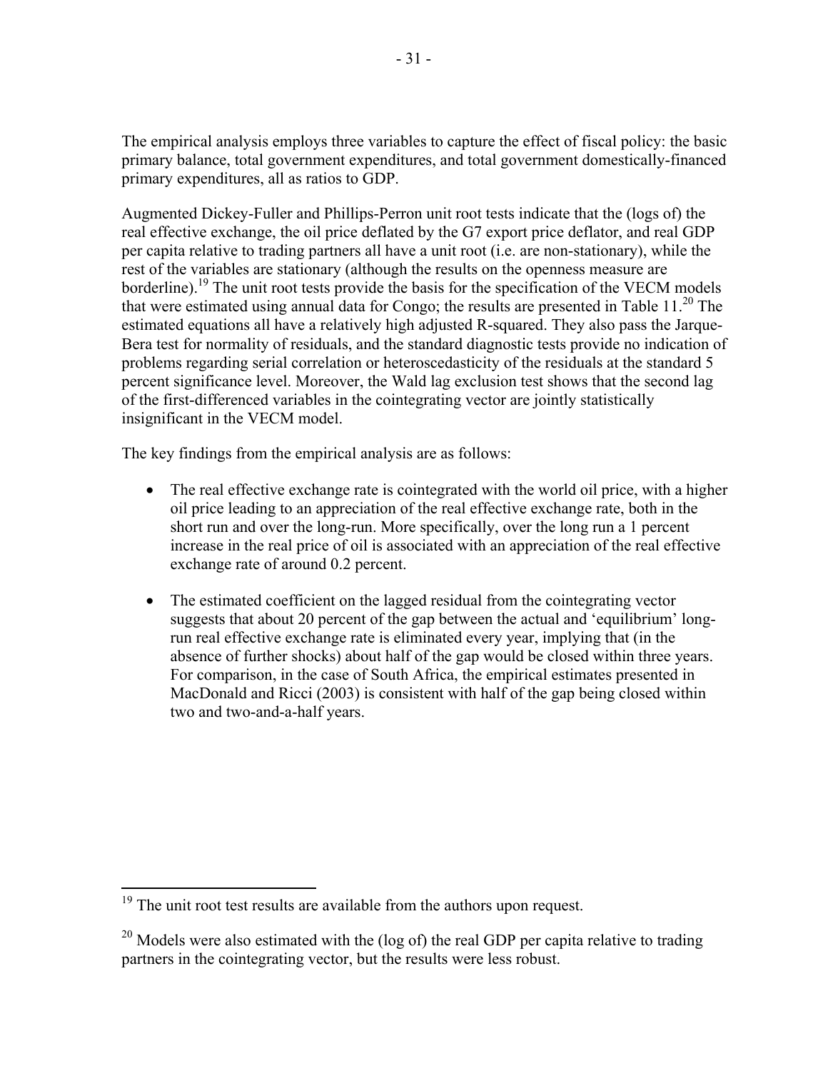The empirical analysis employs three variables to capture the effect of fiscal policy: the basic primary balance, total government expenditures, and total government domestically-financed primary expenditures, all as ratios to GDP.

Augmented Dickey-Fuller and Phillips-Perron unit root tests indicate that the (logs of) the real effective exchange, the oil price deflated by the G7 export price deflator, and real GDP per capita relative to trading partners all have a unit root (i.e. are non-stationary), while the rest of the variables are stationary (although the results on the openness measure are borderline).[19] The unit root tests provide the basis for the specification of the VECM models that were estimated using annual data for Congo; the results are presented in Table 11.[20] The estimated equations all have a relatively high adjusted R-squared. They also pass the Jarque-Bera test for normality of residuals, and the standard diagnostic tests provide no indication of problems regarding serial correlation or heteroscedasticity of the residuals at the standard 5 percent significance level. Moreover, the Wald lag exclusion test shows that the second lag of the first-differenced variables in the cointegrating vector are jointly statistically insignificant in the VECM model.

The key findings from the empirical analysis are as follows:

- The real effective exchange rate is cointegrated with the world oil price, with a higher oil price leading to an appreciation of the real effective exchange rate, both in the short run and over the long-run. More specifically, over the long run a 1 percent increase in the real price of oil is associated with an appreciation of the real effective exchange rate of around 0.2 percent.
- The estimated coefficient on the lagged residual from the cointegrating vector suggests that about 20 percent of the gap between the actual and 'equilibrium' long-run real effective exchange rate is eliminated every year, implying that (in the absence of further shocks) about half of the gap would be closed within three years. For comparison, in the case of South Africa, the empirical estimates presented in MacDonald and Ricci (2003) is consistent with half of the gap being closed within two and two-and-a-half years.

[19] The unit root test results are available from the authors upon request.

[20] Models were also estimated with the (log of) the real GDP per capita relative to trading partners in the cointegrating vector, but the results were less robust.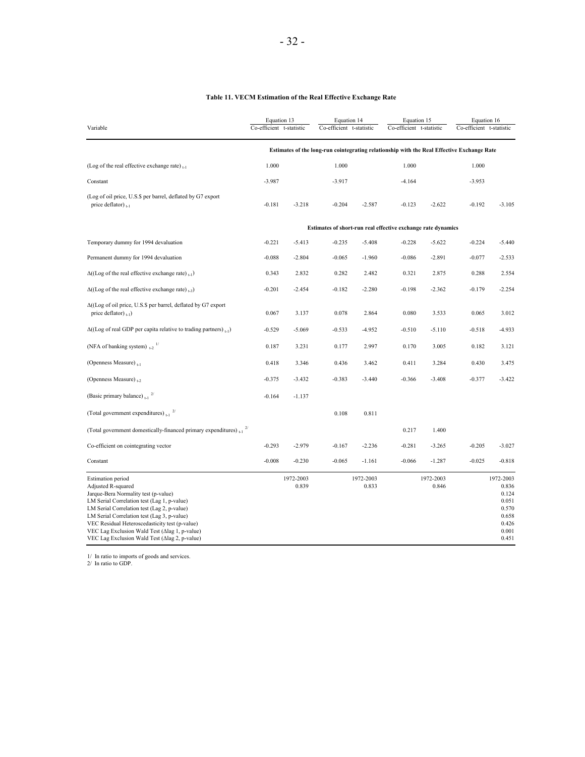**Table 11. VECM Estimation of the Real Effective Exchange Rate**

| Variable | Equation 13 | | Equation 14 | | Equation 15 | | Equation 16 | |
|---|---|---|---|---|---|---|---|---|
| | Co-efficient | t-statistic | Co-efficient | t-statistic | Co-efficient | t-statistic | Co-efficient | t-statistic |
| | **Estimates of the long-run cointegrating relationship with the Real Effective Exchange Rate** | | | | | | | |
| (Log of the real effective exchange rate) $_{t-1}$ | 1.000 | | 1.000 | | 1.000 | | 1.000 | |
| Constant | -3.987 | | -3.917 | | -4.164 | | -3.953 | |
| (Log of oil price, U.S.$ per barrel, deflated by G7 export price deflator) $_{t-1}$ | -0.181 | -3.218 | -0.204 | -2.587 | -0.123 | -2.622 | -0.192 | -3.105 |
| | **Estimates of short-run real effective exchange rate dynamics** | | | | | | | |
| Temporary dummy for 1994 devaluation | -0.221 | -5.413 | -0.235 | -5.408 | -0.228 | -5.622 | -0.224 | -5.440 |
| Permanent dummy for 1994 devaluation | -0.088 | -2.804 | -0.065 | -1.960 | -0.086 | -2.891 | -0.077 | -2.533 |
| $\Delta$((Log of the real effective exchange rate) $_{t-1}$) | 0.343 | 2.832 | 0.282 | 2.482 | 0.321 | 2.875 | 0.288 | 2.554 |
| $\Delta$((Log of the real effective exchange rate) $_{t-3}$) | -0.201 | -2.454 | -0.182 | -2.280 | -0.198 | -2.362 | -0.179 | -2.254 |
| $\Delta$((Log of oil price, U.S.$ per barrel, deflated by G7 export price deflator) $_{t-1}$) | 0.067 | 3.137 | 0.078 | 2.864 | 0.080 | 3.533 | 0.065 | 3.012 |
| $\Delta$((Log of real GDP per capita relative to trading partners) $_{t-1}$) | -0.529 | -5.069 | -0.533 | -4.952 | -0.510 | -5.110 | -0.518 | -4.933 |
| (NFA of banking system) $_{t-2}$ 1/ | 0.187 | 3.231 | 0.177 | 2.997 | 0.170 | 3.005 | 0.182 | 3.121 |
| (Openness Measure) $_{t-1}$ | 0.418 | 3.346 | 0.436 | 3.462 | 0.411 | 3.284 | 0.430 | 3.475 |
| (Openness Measure) $_{t-2}$ | -0.375 | -3.432 | -0.383 | -3.440 | -0.366 | -3.408 | -0.377 | -3.422 |
| (Basic primary balance) $_{t-1}$ 2/ | -0.164 | -1.137 | | | | | | |
| (Total government expenditures) $_{t-1}$ 2/ | | | 0.108 | 0.811 | | | | |
| (Total government domestically-financed primary expenditures) $_{t-1}$ 2/ | | | | | 0.217 | 1.400 | | |
| Co-efficient on cointegrating vector | -0.293 | -2.979 | -0.167 | -2.236 | -0.281 | -3.265 | -0.205 | -3.027 |
| Constant | -0.008 | -0.230 | -0.065 | -1.161 | -0.066 | -1.287 | -0.025 | -0.818 |
| Estimation period | | 1972-2003 | | 1972-2003 | | 1972-2003 | | 1972-2003 |
| Adjusted R-squared | | 0.839 | | 0.833 | | 0.846 | | 0.836 |
| Jarque-Bera Normality test (p-value) | | | | | | | | 0.124 |
| LM Serial Correlation test (Lag 1, p-value) | | | | | | | | 0.051 |
| LM Serial Correlation test (Lag 2, p-value) | | | | | | | | 0.570 |
| LM Serial Correlation test (Lag 3, p-value) | | | | | | | | 0.658 |
| VEC Residual Heteroscedasticity test (p-value) | | | | | | | | 0.426 |
| VEC Lag Exclusion Wald Test ($\Delta$lag 1, p-value) | | | | | | | | 0.001 |
| VEC Lag Exclusion Wald Test ($\Delta$lag 2, p-value) | | | | | | | | 0.451 |

1/ In ratio to imports of goods and services.
2/ In ratio to GDP.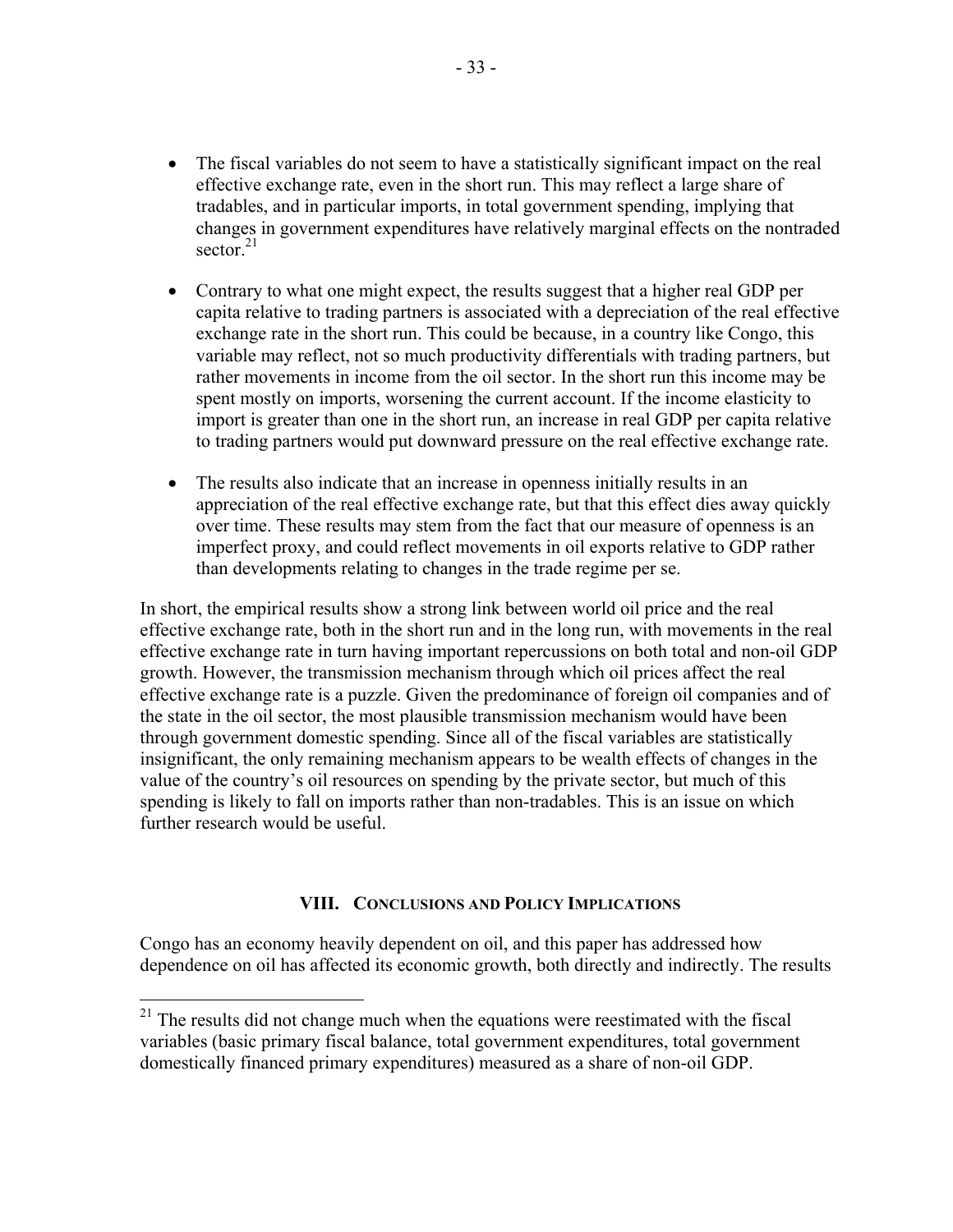- The fiscal variables do not seem to have a statistically significant impact on the real effective exchange rate, even in the short run. This may reflect a large share of tradables, and in particular imports, in total government spending, implying that changes in government expenditures have relatively marginal effects on the nontraded sector.[21]

- Contrary to what one might expect, the results suggest that a higher real GDP per capita relative to trading partners is associated with a depreciation of the real effective exchange rate in the short run. This could be because, in a country like Congo, this variable may reflect, not so much productivity differentials with trading partners, but rather movements in income from the oil sector. In the short run this income may be spent mostly on imports, worsening the current account. If the income elasticity to import is greater than one in the short run, an increase in real GDP per capita relative to trading partners would put downward pressure on the real effective exchange rate.

- The results also indicate that an increase in openness initially results in an appreciation of the real effective exchange rate, but that this effect dies away quickly over time. These results may stem from the fact that our measure of openness is an imperfect proxy, and could reflect movements in oil exports relative to GDP rather than developments relating to changes in the trade regime per se.

In short, the empirical results show a strong link between world oil price and the real effective exchange rate, both in the short run and in the long run, with movements in the real effective exchange rate in turn having important repercussions on both total and non-oil GDP growth. However, the transmission mechanism through which oil prices affect the real effective exchange rate is a puzzle. Given the predominance of foreign oil companies and of the state in the oil sector, the most plausible transmission mechanism would have been through government domestic spending. Since all of the fiscal variables are statistically insignificant, the only remaining mechanism appears to be wealth effects of changes in the value of the country's oil resources on spending by the private sector, but much of this spending is likely to fall on imports rather than non-tradables. This is an issue on which further research would be useful.

## VIII. Conclusions and Policy Implications

Congo has an economy heavily dependent on oil, and this paper has addressed how dependence on oil has affected its economic growth, both directly and indirectly. The results

[21] The results did not change much when the equations were reestimated with the fiscal variables (basic primary fiscal balance, total government expenditures, total government domestically financed primary expenditures) measured as a share of non-oil GDP.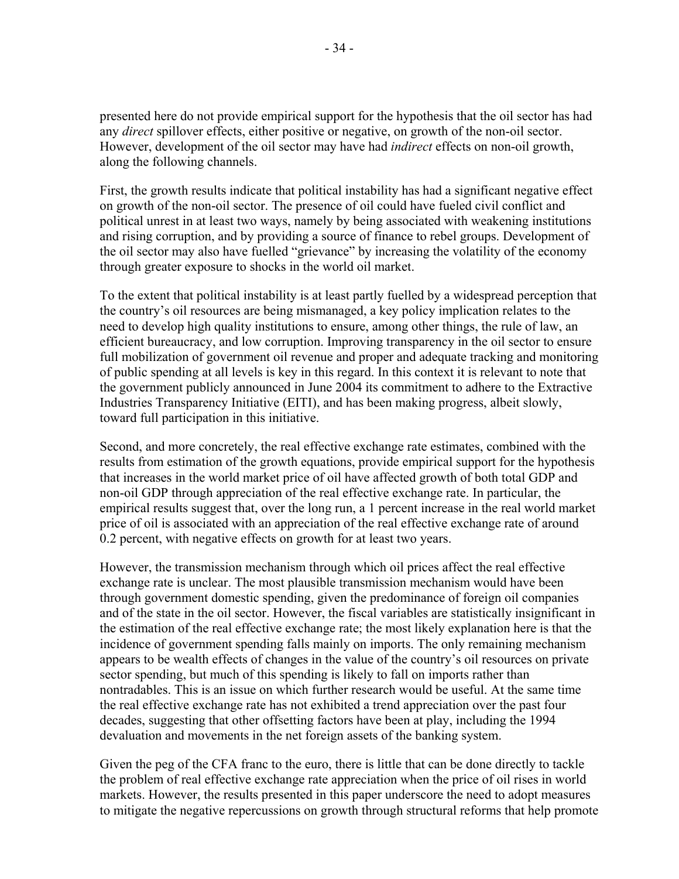presented here do not provide empirical support for the hypothesis that the oil sector has had any *direct* spillover effects, either positive or negative, on growth of the non-oil sector. However, development of the oil sector may have had *indirect* effects on non-oil growth, along the following channels.

First, the growth results indicate that political instability has had a significant negative effect on growth of the non-oil sector. The presence of oil could have fueled civil conflict and political unrest in at least two ways, namely by being associated with weakening institutions and rising corruption, and by providing a source of finance to rebel groups. Development of the oil sector may also have fuelled "grievance" by increasing the volatility of the economy through greater exposure to shocks in the world oil market.

To the extent that political instability is at least partly fuelled by a widespread perception that the country's oil resources are being mismanaged, a key policy implication relates to the need to develop high quality institutions to ensure, among other things, the rule of law, an efficient bureaucracy, and low corruption. Improving transparency in the oil sector to ensure full mobilization of government oil revenue and proper and adequate tracking and monitoring of public spending at all levels is key in this regard. In this context it is relevant to note that the government publicly announced in June 2004 its commitment to adhere to the Extractive Industries Transparency Initiative (EITI), and has been making progress, albeit slowly, toward full participation in this initiative.

Second, and more concretely, the real effective exchange rate estimates, combined with the results from estimation of the growth equations, provide empirical support for the hypothesis that increases in the world market price of oil have affected growth of both total GDP and non-oil GDP through appreciation of the real effective exchange rate. In particular, the empirical results suggest that, over the long run, a 1 percent increase in the real world market price of oil is associated with an appreciation of the real effective exchange rate of around 0.2 percent, with negative effects on growth for at least two years.

However, the transmission mechanism through which oil prices affect the real effective exchange rate is unclear. The most plausible transmission mechanism would have been through government domestic spending, given the predominance of foreign oil companies and of the state in the oil sector. However, the fiscal variables are statistically insignificant in the estimation of the real effective exchange rate; the most likely explanation here is that the incidence of government spending falls mainly on imports. The only remaining mechanism appears to be wealth effects of changes in the value of the country's oil resources on private sector spending, but much of this spending is likely to fall on imports rather than nontradables. This is an issue on which further research would be useful. At the same time the real effective exchange rate has not exhibited a trend appreciation over the past four decades, suggesting that other offsetting factors have been at play, including the 1994 devaluation and movements in the net foreign assets of the banking system.

Given the peg of the CFA franc to the euro, there is little that can be done directly to tackle the problem of real effective exchange rate appreciation when the price of oil rises in world markets. However, the results presented in this paper underscore the need to adopt measures to mitigate the negative repercussions on growth through structural reforms that help promote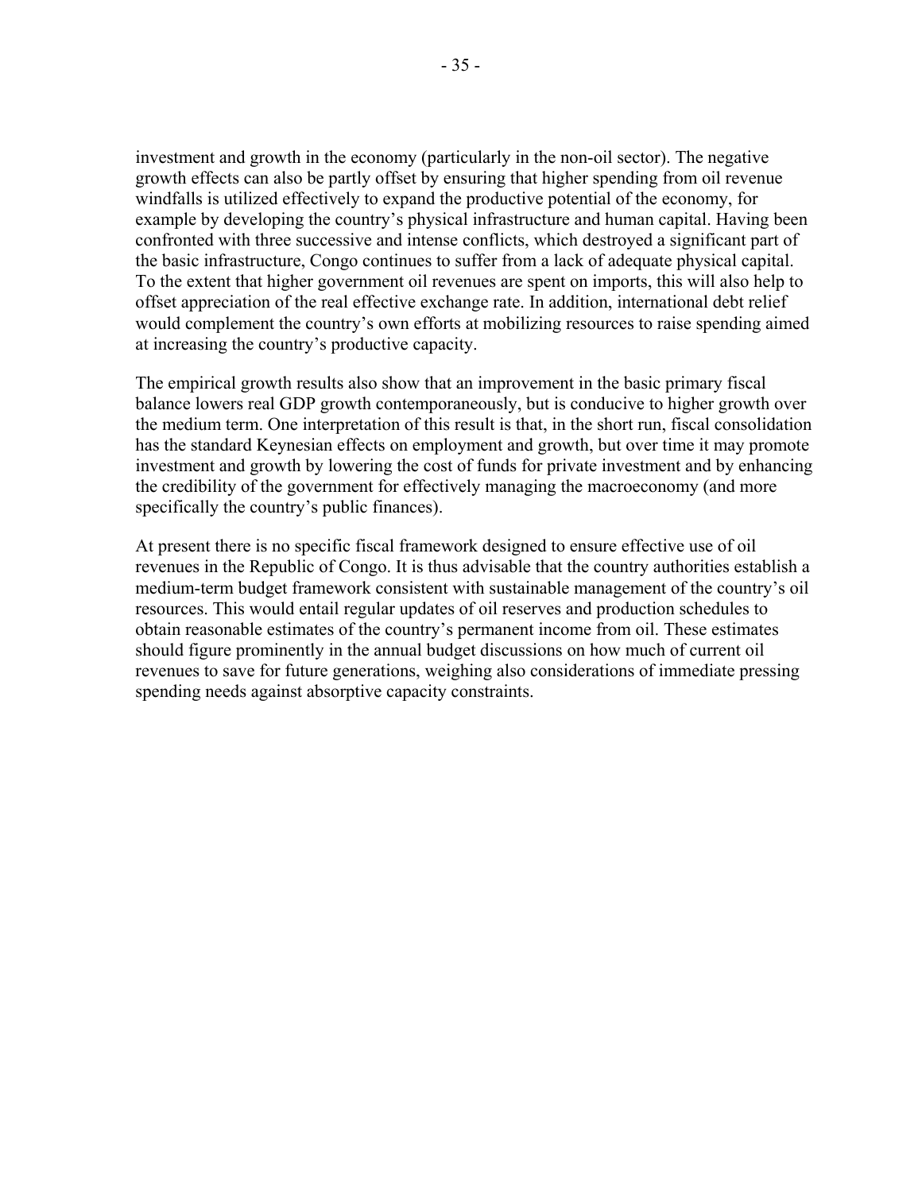investment and growth in the economy (particularly in the non-oil sector). The negative growth effects can also be partly offset by ensuring that higher spending from oil revenue windfalls is utilized effectively to expand the productive potential of the economy, for example by developing the country's physical infrastructure and human capital. Having been confronted with three successive and intense conflicts, which destroyed a significant part of the basic infrastructure, Congo continues to suffer from a lack of adequate physical capital. To the extent that higher government oil revenues are spent on imports, this will also help to offset appreciation of the real effective exchange rate. In addition, international debt relief would complement the country's own efforts at mobilizing resources to raise spending aimed at increasing the country's productive capacity.

The empirical growth results also show that an improvement in the basic primary fiscal balance lowers real GDP growth contemporaneously, but is conducive to higher growth over the medium term. One interpretation of this result is that, in the short run, fiscal consolidation has the standard Keynesian effects on employment and growth, but over time it may promote investment and growth by lowering the cost of funds for private investment and by enhancing the credibility of the government for effectively managing the macroeconomy (and more specifically the country's public finances).

At present there is no specific fiscal framework designed to ensure effective use of oil revenues in the Republic of Congo. It is thus advisable that the country authorities establish a medium-term budget framework consistent with sustainable management of the country's oil resources. This would entail regular updates of oil reserves and production schedules to obtain reasonable estimates of the country's permanent income from oil. These estimates should figure prominently in the annual budget discussions on how much of current oil revenues to save for future generations, weighing also considerations of immediate pressing spending needs against absorptive capacity constraints.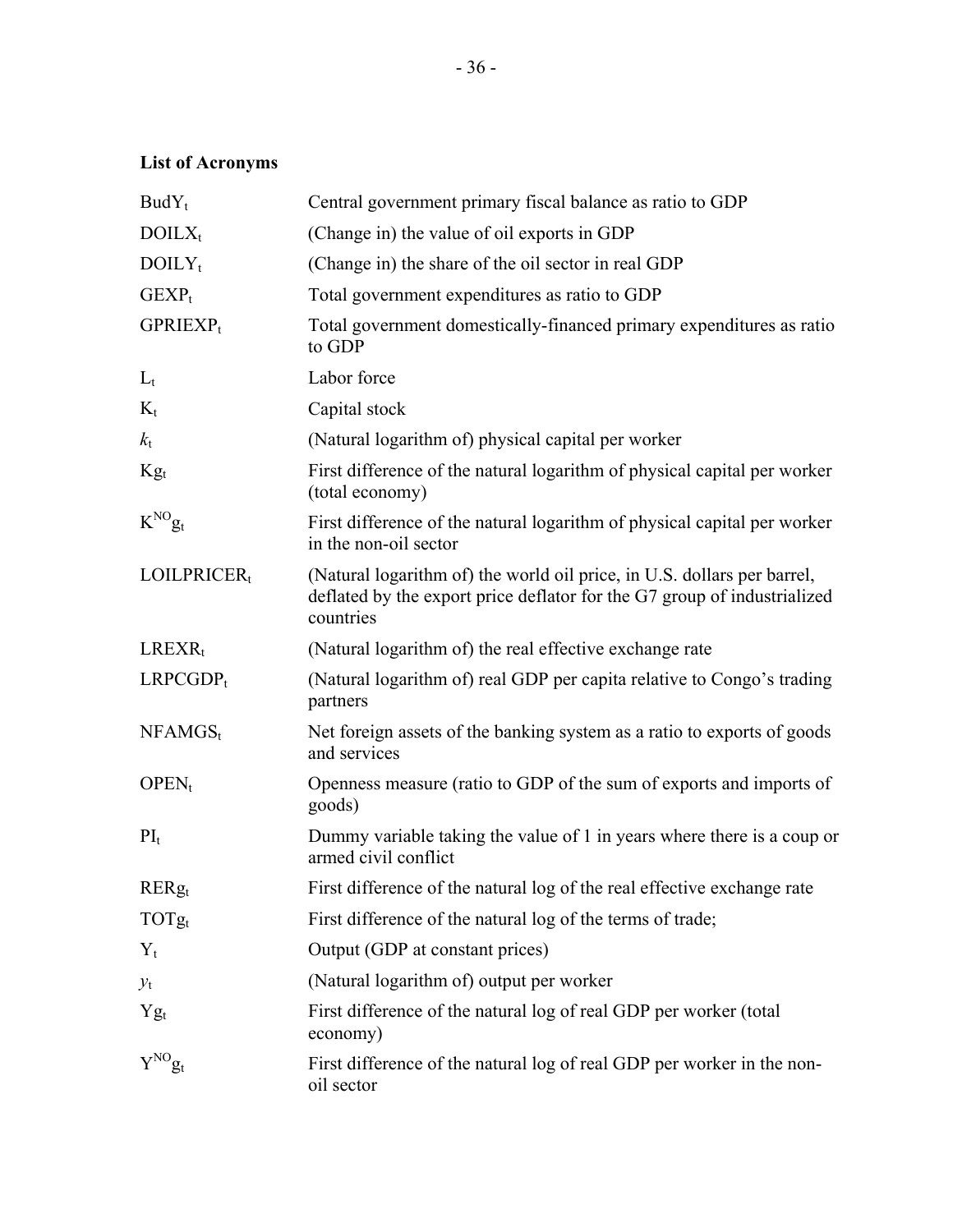## List of Acronyms

| | |
|---|---|
| $BudY_t$ | Central government primary fiscal balance as ratio to GDP |
| $DOILX_t$ | (Change in) the value of oil exports in GDP |
| $DOILY_t$ | (Change in) the share of the oil sector in real GDP |
| $GEXP_t$ | Total government expenditures as ratio to GDP |
| $GPRIEXP_t$ | Total government domestically-financed primary expenditures as ratio to GDP |
| $L_t$ | Labor force |
| $K_t$ | Capital stock |
| $k_t$ | (Natural logarithm of) physical capital per worker |
| $Kg_t$ | First difference of the natural logarithm of physical capital per worker (total economy) |
| $K^{NO}g_t$ | First difference of the natural logarithm of physical capital per worker in the non-oil sector |
| $LOILPRICER_t$ | (Natural logarithm of) the world oil price, in U.S. dollars per barrel, deflated by the export price deflator for the G7 group of industrialized countries |
| $LREXR_t$ | (Natural logarithm of) the real effective exchange rate |
| $LRPCGDP_t$ | (Natural logarithm of) real GDP per capita relative to Congo's trading partners |
| $NFAMGS_t$ | Net foreign assets of the banking system as a ratio to exports of goods and services |
| $OPEN_t$ | Openness measure (ratio to GDP of the sum of exports and imports of goods) |
| $PI_t$ | Dummy variable taking the value of 1 in years where there is a coup or armed civil conflict |
| $RERg_t$ | First difference of the natural log of the real effective exchange rate |
| $TOTg_t$ | First difference of the natural log of the terms of trade; |
| $Y_t$ | Output (GDP at constant prices) |
| $y_t$ | (Natural logarithm of) output per worker |
| $Yg_t$ | First difference of the natural log of real GDP per worker (total economy) |
| $Y^{NO}g_t$ | First difference of the natural log of real GDP per worker in the non-oil sector |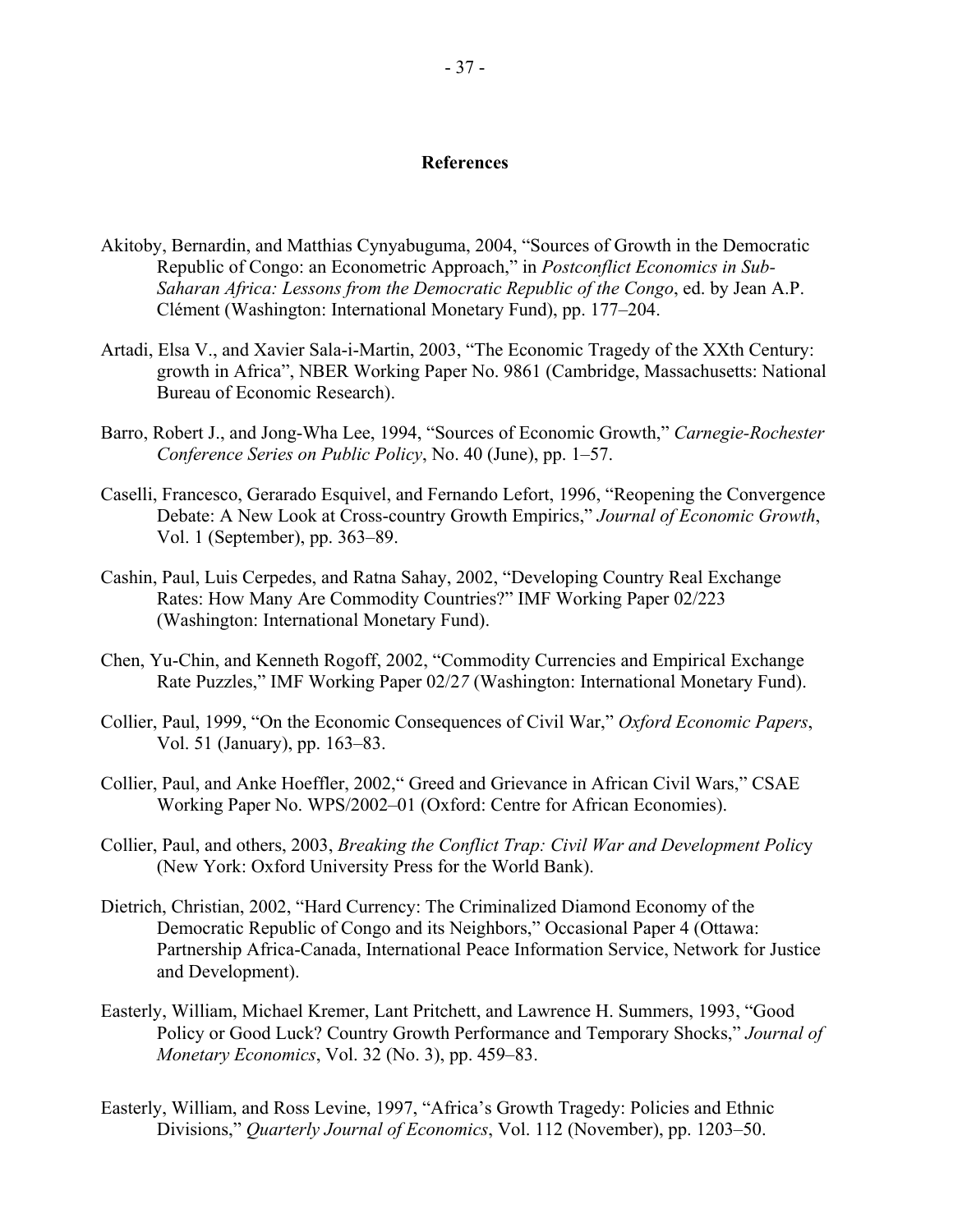## References

Akitoby, Bernardin, and Matthias Cynyabuguma, 2004, "Sources of Growth in the Democratic Republic of Congo: an Econometric Approach," in *Postconflict Economics in Sub-Saharan Africa: Lessons from the Democratic Republic of the Congo*, ed. by Jean A.P. Clément (Washington: International Monetary Fund), pp. 177–204.

Artadi, Elsa V., and Xavier Sala-i-Martin, 2003, "The Economic Tragedy of the XXth Century: growth in Africa", NBER Working Paper No. 9861 (Cambridge, Massachusetts: National Bureau of Economic Research).

Barro, Robert J., and Jong-Wha Lee, 1994, "Sources of Economic Growth," *Carnegie-Rochester Conference Series on Public Policy*, No. 40 (June), pp. 1–57.

Caselli, Francesco, Gerarado Esquivel, and Fernando Lefort, 1996, "Reopening the Convergence Debate: A New Look at Cross-country Growth Empirics," *Journal of Economic Growth*, Vol. 1 (September), pp. 363–89.

Cashin, Paul, Luis Cerpedes, and Ratna Sahay, 2002, "Developing Country Real Exchange Rates: How Many Are Commodity Countries?" IMF Working Paper 02/223 (Washington: International Monetary Fund).

Chen, Yu-Chin, and Kenneth Rogoff, 2002, "Commodity Currencies and Empirical Exchange Rate Puzzles," IMF Working Paper 02/27 (Washington: International Monetary Fund).

Collier, Paul, 1999, "On the Economic Consequences of Civil War," *Oxford Economic Papers*, Vol. 51 (January), pp. 163–83.

Collier, Paul, and Anke Hoeffler, 2002," Greed and Grievance in African Civil Wars," CSAE Working Paper No. WPS/2002–01 (Oxford: Centre for African Economies).

Collier, Paul, and others, 2003, *Breaking the Conflict Trap: Civil War and Development Policy* (New York: Oxford University Press for the World Bank).

Dietrich, Christian, 2002, "Hard Currency: The Criminalized Diamond Economy of the Democratic Republic of Congo and its Neighbors," Occasional Paper 4 (Ottawa: Partnership Africa-Canada, International Peace Information Service, Network for Justice and Development).

Easterly, William, Michael Kremer, Lant Pritchett, and Lawrence H. Summers, 1993, "Good Policy or Good Luck? Country Growth Performance and Temporary Shocks," *Journal of Monetary Economics*, Vol. 32 (No. 3), pp. 459–83.

Easterly, William, and Ross Levine, 1997, "Africa's Growth Tragedy: Policies and Ethnic Divisions," *Quarterly Journal of Economics*, Vol. 112 (November), pp. 1203–50.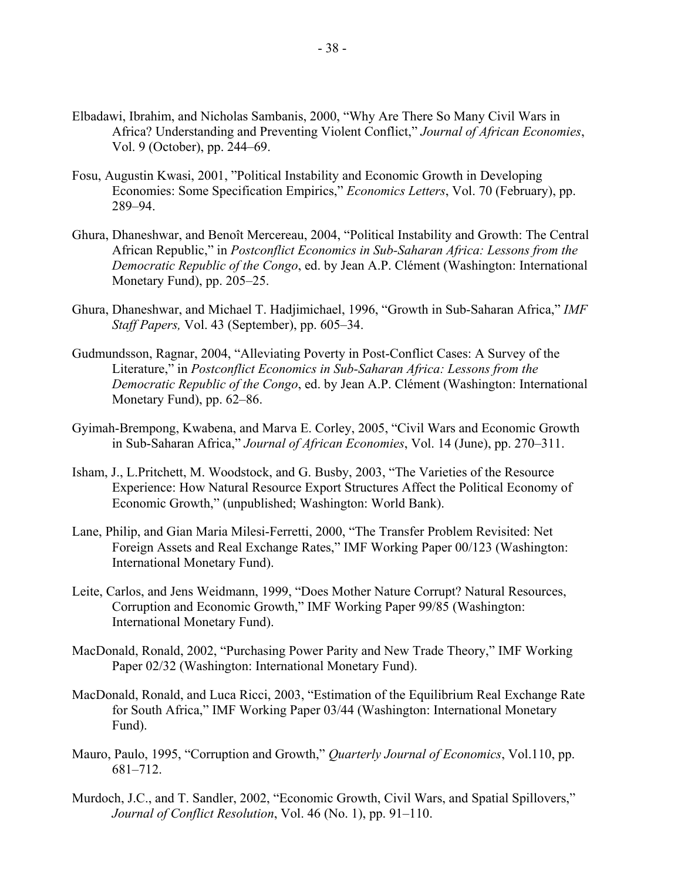Elbadawi, Ibrahim, and Nicholas Sambanis, 2000, “Why Are There So Many Civil Wars in Africa? Understanding and Preventing Violent Conflict,” *Journal of African Economies*, Vol. 9 (October), pp. 244–69.

Fosu, Augustin Kwasi, 2001, ”Political Instability and Economic Growth in Developing Economies: Some Specification Empirics,” *Economics Letters*, Vol. 70 (February), pp. 289–94.

Ghura, Dhaneshwar, and Benoît Mercereau, 2004, “Political Instability and Growth: The Central African Republic,” in *Postconflict Economics in Sub-Saharan Africa: Lessons from the Democratic Republic of the Congo*, ed. by Jean A.P. Clément (Washington: International Monetary Fund), pp. 205–25.

Ghura, Dhaneshwar, and Michael T. Hadjimichael, 1996, “Growth in Sub-Saharan Africa,” *IMF Staff Papers,* Vol. 43 (September), pp. 605–34.

Gudmundsson, Ragnar, 2004, “Alleviating Poverty in Post-Conflict Cases: A Survey of the Literature,” in *Postconflict Economics in Sub-Saharan Africa: Lessons from the Democratic Republic of the Congo*, ed. by Jean A.P. Clément (Washington: International Monetary Fund), pp. 62–86.

Gyimah-Brempong, Kwabena, and Marva E. Corley, 2005, “Civil Wars and Economic Growth in Sub-Saharan Africa,” *Journal of African Economies*, Vol. 14 (June), pp. 270–311.

Isham, J., L.Pritchett, M. Woodstock, and G. Busby, 2003, “The Varieties of the Resource Experience: How Natural Resource Export Structures Affect the Political Economy of Economic Growth,” (unpublished; Washington: World Bank).

Lane, Philip, and Gian Maria Milesi-Ferretti, 2000, “The Transfer Problem Revisited: Net Foreign Assets and Real Exchange Rates,” IMF Working Paper 00/123 (Washington: International Monetary Fund).

Leite, Carlos, and Jens Weidmann, 1999, “Does Mother Nature Corrupt? Natural Resources, Corruption and Economic Growth,” IMF Working Paper 99/85 (Washington: International Monetary Fund).

MacDonald, Ronald, 2002, “Purchasing Power Parity and New Trade Theory,” IMF Working Paper 02/32 (Washington: International Monetary Fund).

MacDonald, Ronald, and Luca Ricci, 2003, “Estimation of the Equilibrium Real Exchange Rate for South Africa,” IMF Working Paper 03/44 (Washington: International Monetary Fund).

Mauro, Paulo, 1995, “Corruption and Growth,” *Quarterly Journal of Economics*, Vol.110, pp. 681–712.

Murdoch, J.C., and T. Sandler, 2002, “Economic Growth, Civil Wars, and Spatial Spillovers,” *Journal of Conflict Resolution*, Vol. 46 (No. 1), pp. 91–110.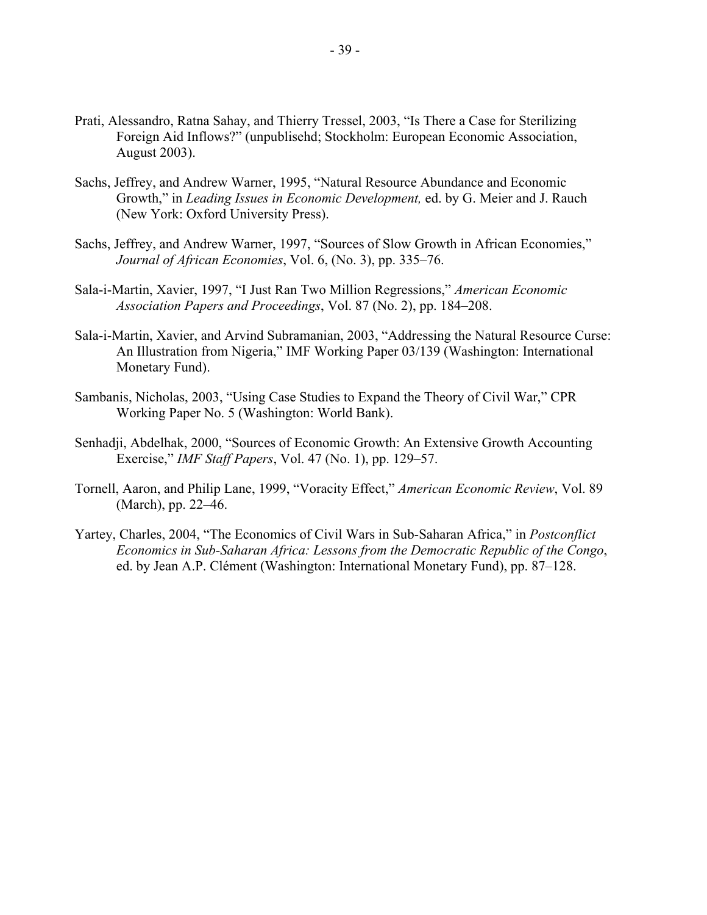Prati, Alessandro, Ratna Sahay, and Thierry Tressel, 2003, "Is There a Case for Sterilizing Foreign Aid Inflows?" (unpublisehd; Stockholm: European Economic Association, August 2003).

Sachs, Jeffrey, and Andrew Warner, 1995, "Natural Resource Abundance and Economic Growth," in *Leading Issues in Economic Development,* ed. by G. Meier and J. Rauch (New York: Oxford University Press).

Sachs, Jeffrey, and Andrew Warner, 1997, "Sources of Slow Growth in African Economies," *Journal of African Economies*, Vol. 6, (No. 3), pp. 335–76.

Sala-i-Martin, Xavier, 1997, "I Just Ran Two Million Regressions," *American Economic Association Papers and Proceedings*, Vol. 87 (No. 2), pp. 184–208.

Sala-i-Martin, Xavier, and Arvind Subramanian, 2003, "Addressing the Natural Resource Curse: An Illustration from Nigeria," IMF Working Paper 03/139 (Washington: International Monetary Fund).

Sambanis, Nicholas, 2003, "Using Case Studies to Expand the Theory of Civil War," CPR Working Paper No. 5 (Washington: World Bank).

Senhadji, Abdelhak, 2000, "Sources of Economic Growth: An Extensive Growth Accounting Exercise," *IMF Staff Papers*, Vol. 47 (No. 1), pp. 129–57.

Tornell, Aaron, and Philip Lane, 1999, "Voracity Effect," *American Economic Review*, Vol. 89 (March), pp. 22–46.

Yartey, Charles, 2004, "The Economics of Civil Wars in Sub-Saharan Africa," in *Postconflict Economics in Sub-Saharan Africa: Lessons from the Democratic Republic of the Congo*, ed. by Jean A.P. Clément (Washington: International Monetary Fund), pp. 87–128.